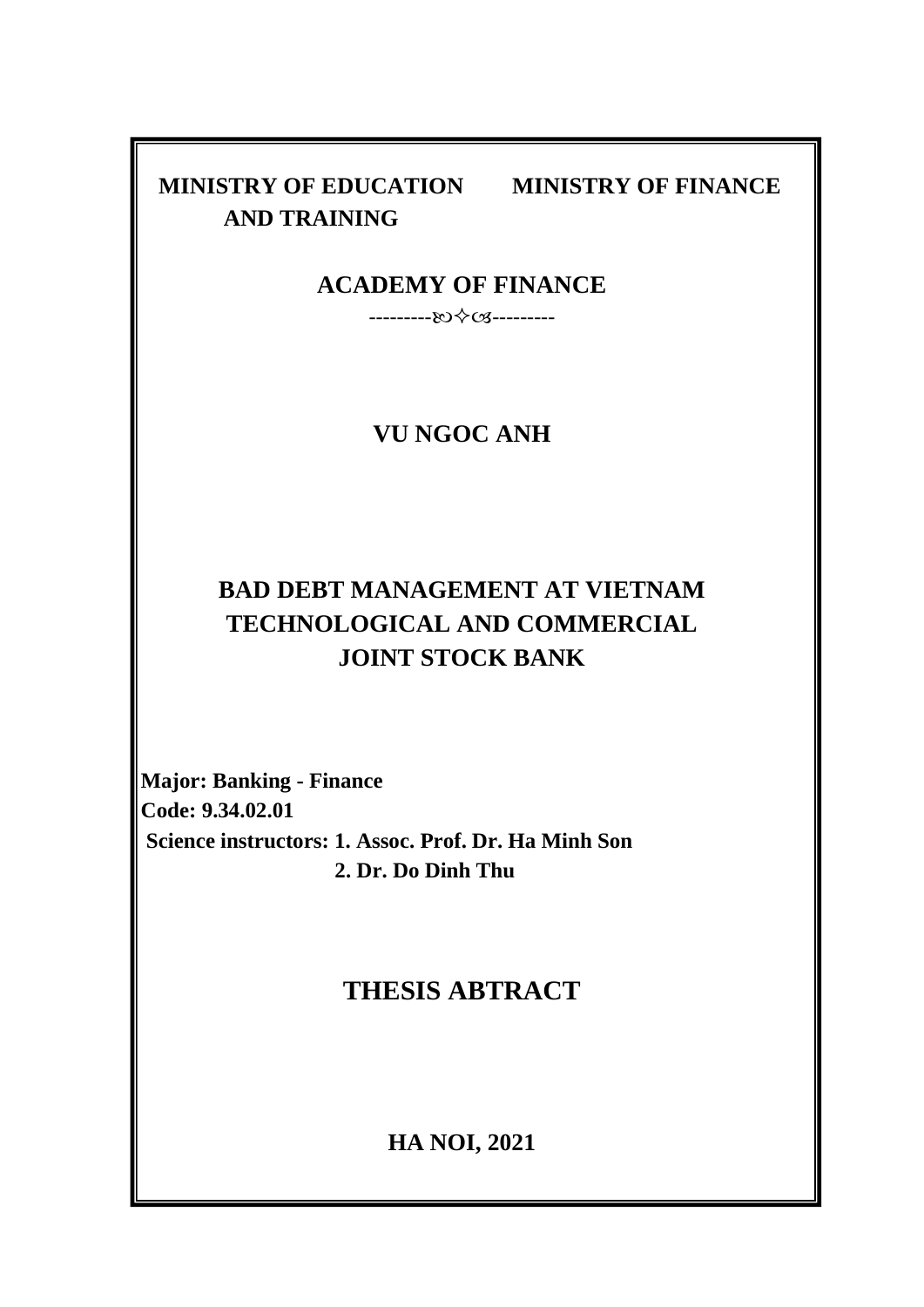**MINISTRY OF EDUCATION AND TRAINING** &nbsp;&nbsp;&nbsp;&nbsp; **MINISTRY OF FINANCE**

**ACADEMY OF FINANCE**

---------ꕥ✧ꕥ---------

**VU NGOC ANH**

# BAD DEBT MANAGEMENT AT VIETNAM TECHNOLOGICAL AND COMMERCIAL JOINT STOCK BANK

**Major: Banking - Finance**
**Code: 9.34.02.01**
**Science instructors: 1. Assoc. Prof. Dr. Ha Minh Son**
**2. Dr. Do Dinh Thu**

## THESIS ABTRACT

**HA NOI, 2021**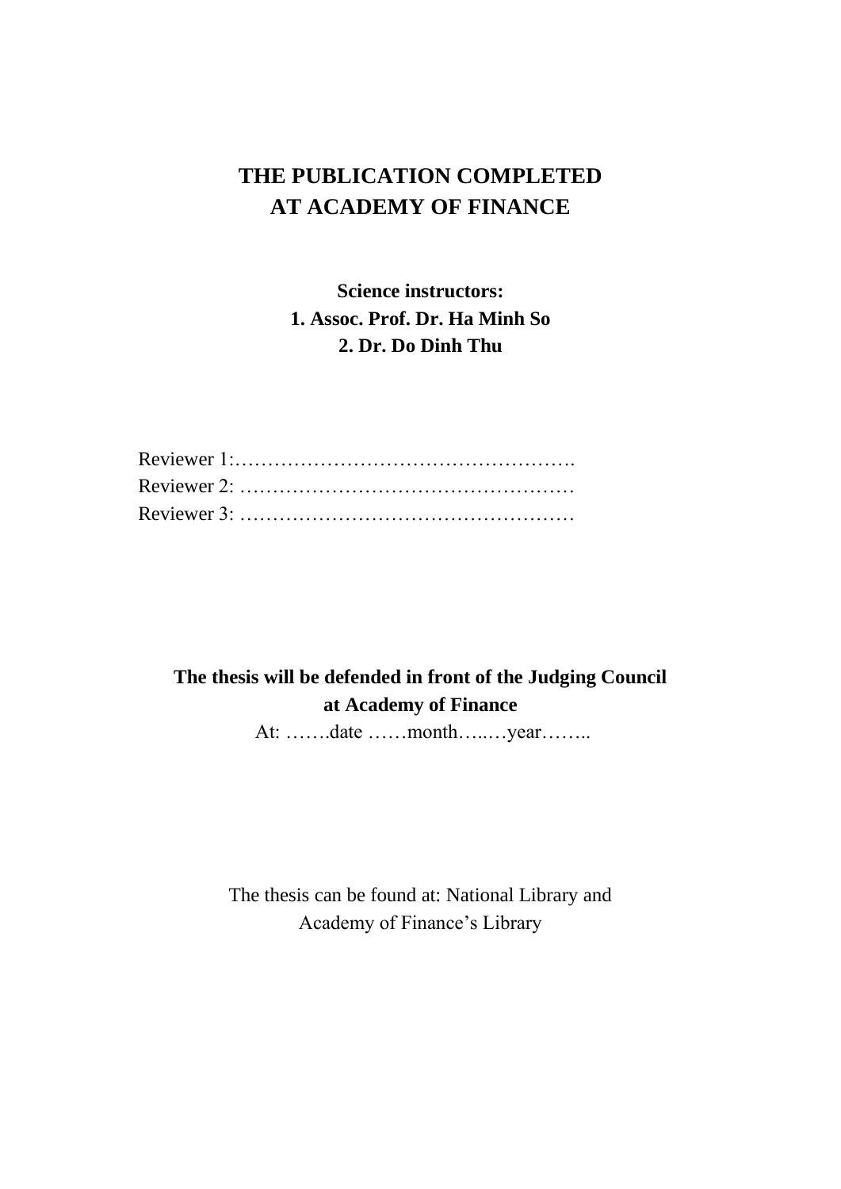**THE PUBLICATION COMPLETED**
**AT ACADEMY OF FINANCE**

**Science instructors:**
**1. Assoc. Prof. Dr. Ha Minh So**
**2. Dr. Do Dinh Thu**

Reviewer 1:…………………………………………….
Reviewer 2: ……………………………………………
Reviewer 3: ……………………………………………

**The thesis will be defended in front of the Judging Council**
**at Academy of Finance**
At: …….date ……month…..…year……..

The thesis can be found at: National Library and
Academy of Finance's Library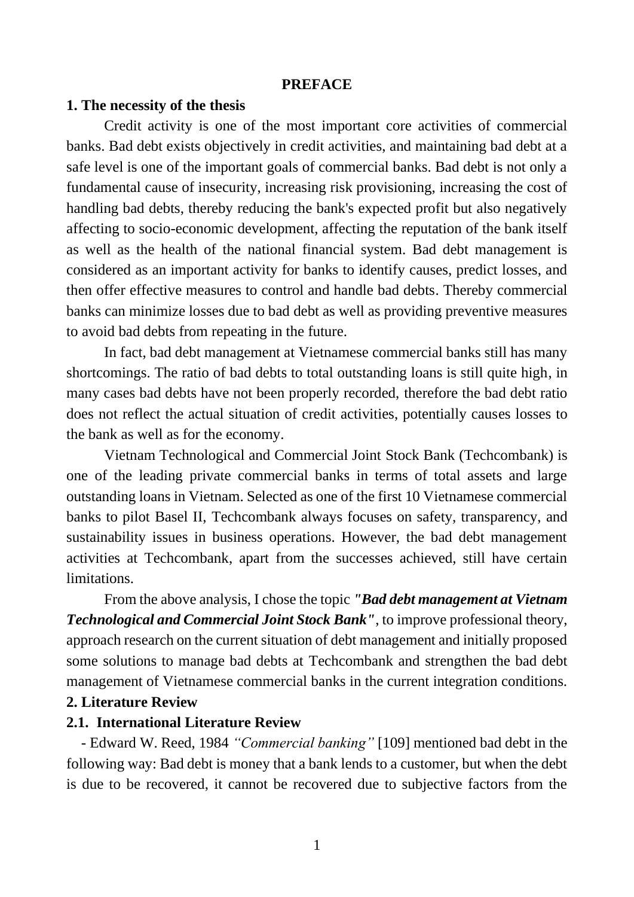# PREFACE

## 1. The necessity of the thesis

Credit activity is one of the most important core activities of commercial banks. Bad debt exists objectively in credit activities, and maintaining bad debt at a safe level is one of the important goals of commercial banks. Bad debt is not only a fundamental cause of insecurity, increasing risk provisioning, increasing the cost of handling bad debts, thereby reducing the bank's expected profit but also negatively affecting to socio-economic development, affecting the reputation of the bank itself as well as the health of the national financial system. Bad debt management is considered as an important activity for banks to identify causes, predict losses, and then offer effective measures to control and handle bad debts. Thereby commercial banks can minimize losses due to bad debt as well as providing preventive measures to avoid bad debts from repeating in the future.

In fact, bad debt management at Vietnamese commercial banks still has many shortcomings. The ratio of bad debts to total outstanding loans is still quite high, in many cases bad debts have not been properly recorded, therefore the bad debt ratio does not reflect the actual situation of credit activities, potentially causes losses to the bank as well as for the economy.

Vietnam Technological and Commercial Joint Stock Bank (Techcombank) is one of the leading private commercial banks in terms of total assets and large outstanding loans in Vietnam. Selected as one of the first 10 Vietnamese commercial banks to pilot Basel II, Techcombank always focuses on safety, transparency, and sustainability issues in business operations. However, the bad debt management activities at Techcombank, apart from the successes achieved, still have certain limitations.

From the above analysis, I chose the topic ***"Bad debt management at Vietnam Technological and Commercial Joint Stock Bank"***, to improve professional theory, approach research on the current situation of debt management and initially proposed some solutions to manage bad debts at Techcombank and strengthen the bad debt management of Vietnamese commercial banks in the current integration conditions.

## 2. Literature Review

### 2.1. International Literature Review

- Edward W. Reed, 1984 *"Commercial banking"* [109] mentioned bad debt in the following way: Bad debt is money that a bank lends to a customer, but when the debt is due to be recovered, it cannot be recovered due to subjective factors from the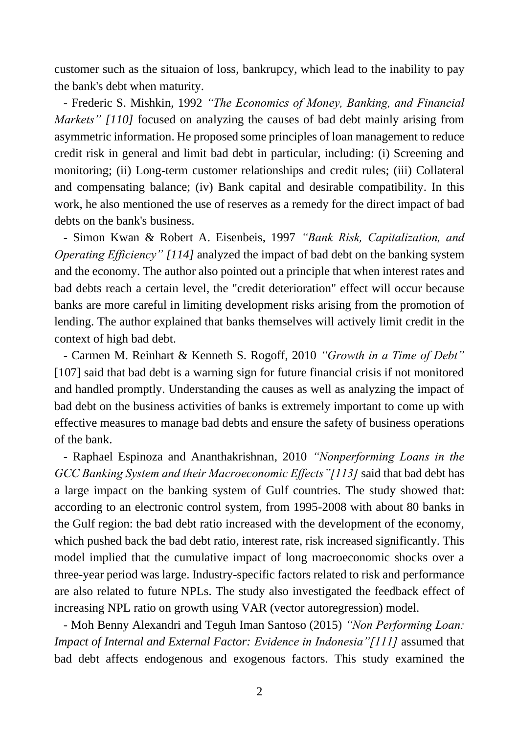customer such as the situaion of loss, bankrupcy, which lead to the inability to pay the bank's debt when maturity.

- Frederic S. Mishkin, 1992 *"The Economics of Money, Banking, and Financial Markets" [110]* focused on analyzing the causes of bad debt mainly arising from asymmetric information. He proposed some principles of loan management to reduce credit risk in general and limit bad debt in particular, including: (i) Screening and monitoring; (ii) Long-term customer relationships and credit rules; (iii) Collateral and compensating balance; (iv) Bank capital and desirable compatibility. In this work, he also mentioned the use of reserves as a remedy for the direct impact of bad debts on the bank's business.

- Simon Kwan & Robert A. Eisenbeis, 1997 *"Bank Risk, Capitalization, and Operating Efficiency" [114]* analyzed the impact of bad debt on the banking system and the economy. The author also pointed out a principle that when interest rates and bad debts reach a certain level, the "credit deterioration" effect will occur because banks are more careful in limiting development risks arising from the promotion of lending. The author explained that banks themselves will actively limit credit in the context of high bad debt.

- Carmen M. Reinhart & Kenneth S. Rogoff, 2010 *"Growth in a Time of Debt"* [107] said that bad debt is a warning sign for future financial crisis if not monitored and handled promptly. Understanding the causes as well as analyzing the impact of bad debt on the business activities of banks is extremely important to come up with effective measures to manage bad debts and ensure the safety of business operations of the bank.

- Raphael Espinoza and Ananthakrishnan, 2010 *"Nonperforming Loans in the GCC Banking System and their Macroeconomic Effects"[113]* said that bad debt has a large impact on the banking system of Gulf countries. The study showed that: according to an electronic control system, from 1995-2008 with about 80 banks in the Gulf region: the bad debt ratio increased with the development of the economy, which pushed back the bad debt ratio, interest rate, risk increased significantly. This model implied that the cumulative impact of long macroeconomic shocks over a three-year period was large. Industry-specific factors related to risk and performance are also related to future NPLs. The study also investigated the feedback effect of increasing NPL ratio on growth using VAR (vector autoregression) model.

- Moh Benny Alexandri and Teguh Iman Santoso (2015) *"Non Performing Loan: Impact of Internal and External Factor: Evidence in Indonesia"[111]* assumed that bad debt affects endogenous and exogenous factors. This study examined the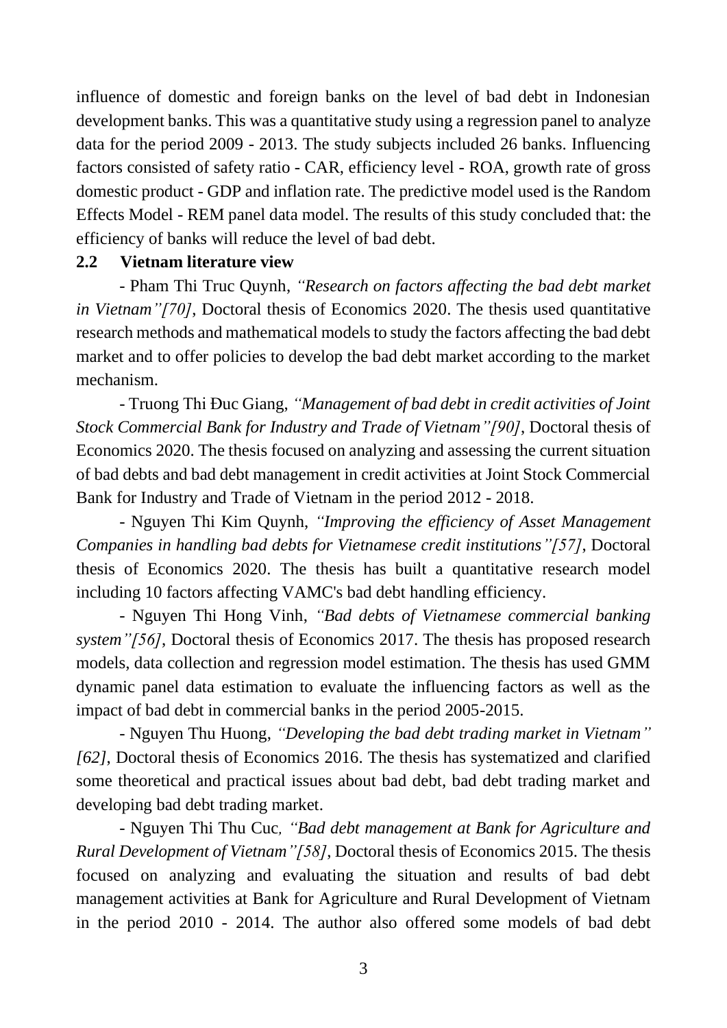influence of domestic and foreign banks on the level of bad debt in Indonesian development banks. This was a quantitative study using a regression panel to analyze data for the period 2009 - 2013. The study subjects included 26 banks. Influencing factors consisted of safety ratio - CAR, efficiency level - ROA, growth rate of gross domestic product - GDP and inflation rate. The predictive model used is the Random Effects Model - REM panel data model. The results of this study concluded that: the efficiency of banks will reduce the level of bad debt.

## 2.2 Vietnam literature view

- Pham Thi Truc Quynh, *"Research on factors affecting the bad debt market in Vietnam"[70]*, Doctoral thesis of Economics 2020. The thesis used quantitative research methods and mathematical models to study the factors affecting the bad debt market and to offer policies to develop the bad debt market according to the market mechanism.

- Truong Thi Đuc Giang, *"Management of bad debt in credit activities of Joint Stock Commercial Bank for Industry and Trade of Vietnam"[90]*, Doctoral thesis of Economics 2020. The thesis focused on analyzing and assessing the current situation of bad debts and bad debt management in credit activities at Joint Stock Commercial Bank for Industry and Trade of Vietnam in the period 2012 - 2018.

- Nguyen Thi Kim Quynh, *"Improving the efficiency of Asset Management Companies in handling bad debts for Vietnamese credit institutions"[57]*, Doctoral thesis of Economics 2020. The thesis has built a quantitative research model including 10 factors affecting VAMC's bad debt handling efficiency.

- Nguyen Thi Hong Vinh, *"Bad debts of Vietnamese commercial banking system"[56]*, Doctoral thesis of Economics 2017. The thesis has proposed research models, data collection and regression model estimation. The thesis has used GMM dynamic panel data estimation to evaluate the influencing factors as well as the impact of bad debt in commercial banks in the period 2005-2015.

- Nguyen Thu Huong, *"Developing the bad debt trading market in Vietnam" [62]*, Doctoral thesis of Economics 2016. The thesis has systematized and clarified some theoretical and practical issues about bad debt, bad debt trading market and developing bad debt trading market.

- Nguyen Thi Thu Cuc, *"Bad debt management at Bank for Agriculture and Rural Development of Vietnam"[58]*, Doctoral thesis of Economics 2015. The thesis focused on analyzing and evaluating the situation and results of bad debt management activities at Bank for Agriculture and Rural Development of Vietnam in the period 2010 - 2014. The author also offered some models of bad debt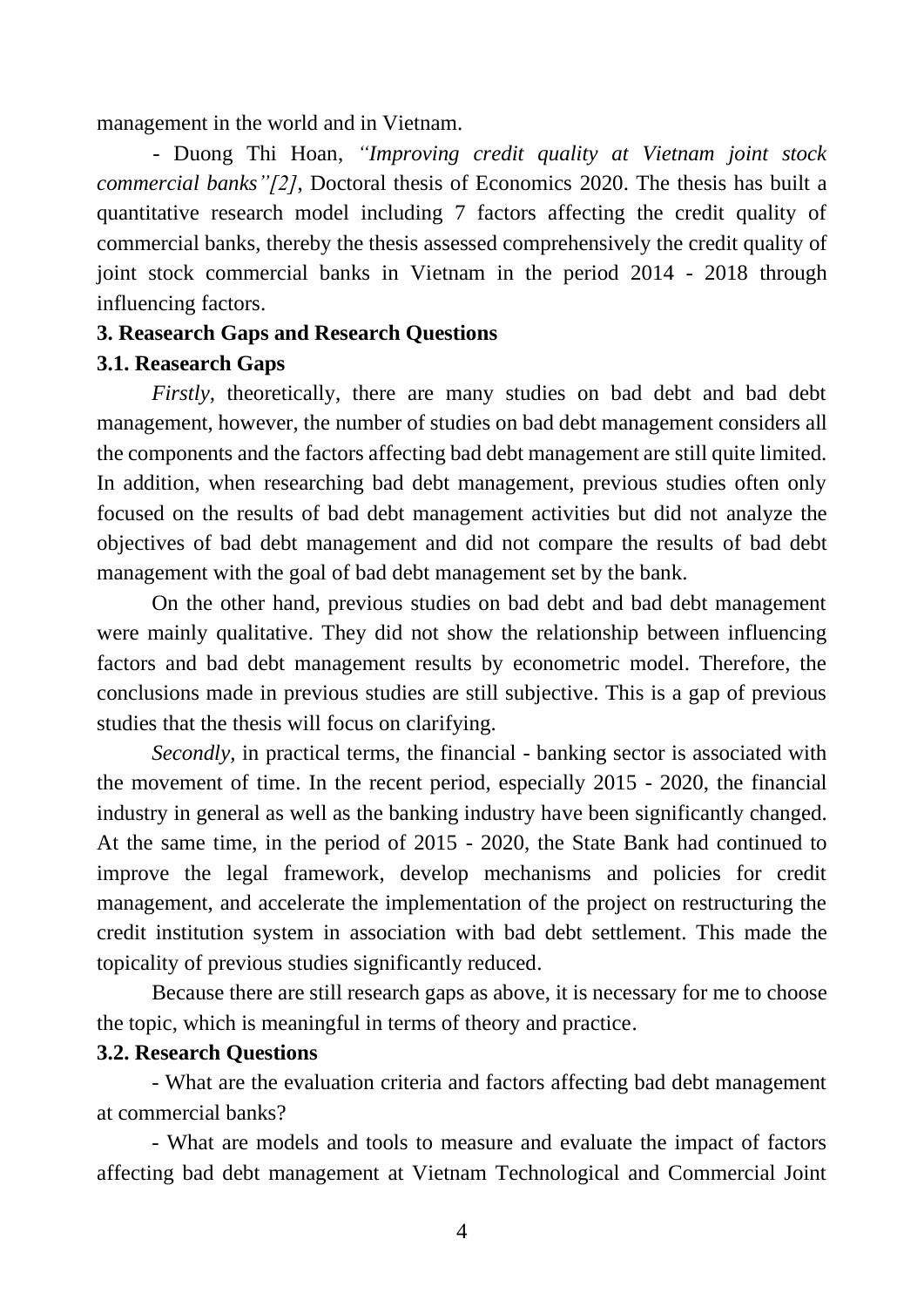management in the world and in Vietnam.

- Duong Thi Hoan, *"Improving credit quality at Vietnam joint stock commercial banks"[2]*, Doctoral thesis of Economics 2020. The thesis has built a quantitative research model including 7 factors affecting the credit quality of commercial banks, thereby the thesis assessed comprehensively the credit quality of joint stock commercial banks in Vietnam in the period 2014 - 2018 through influencing factors.

### 3. Reasearch Gaps and Research Questions

#### 3.1. Reasearch Gaps

*Firstly,* theoretically, there are many studies on bad debt and bad debt management, however, the number of studies on bad debt management considers all the components and the factors affecting bad debt management are still quite limited. In addition, when researching bad debt management, previous studies often only focused on the results of bad debt management activities but did not analyze the objectives of bad debt management and did not compare the results of bad debt management with the goal of bad debt management set by the bank.

On the other hand, previous studies on bad debt and bad debt management were mainly qualitative. They did not show the relationship between influencing factors and bad debt management results by econometric model. Therefore, the conclusions made in previous studies are still subjective. This is a gap of previous studies that the thesis will focus on clarifying.

*Secondly*, in practical terms, the financial - banking sector is associated with the movement of time. In the recent period, especially 2015 - 2020, the financial industry in general as well as the banking industry have been significantly changed. At the same time, in the period of 2015 - 2020, the State Bank had continued to improve the legal framework, develop mechanisms and policies for credit management, and accelerate the implementation of the project on restructuring the credit institution system in association with bad debt settlement. This made the topicality of previous studies significantly reduced.

Because there are still research gaps as above, it is necessary for me to choose the topic, which is meaningful in terms of theory and practice.

#### 3.2. Research Questions

- What are the evaluation criteria and factors affecting bad debt management at commercial banks?

- What are models and tools to measure and evaluate the impact of factors affecting bad debt management at Vietnam Technological and Commercial Joint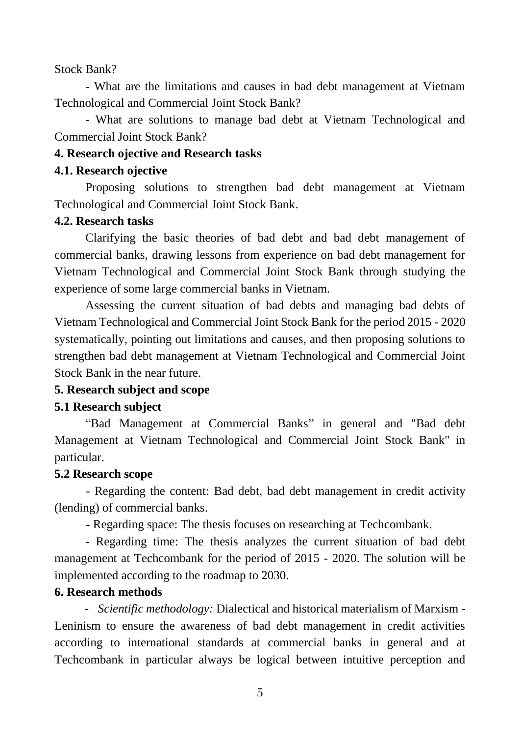Stock Bank?

- What are the limitations and causes in bad debt management at Vietnam Technological and Commercial Joint Stock Bank?

- What are solutions to manage bad debt at Vietnam Technological and Commercial Joint Stock Bank?

### 4. Research ojective and Research tasks

#### 4.1. Research ojective

Proposing solutions to strengthen bad debt management at Vietnam Technological and Commercial Joint Stock Bank.

#### 4.2. Research tasks

Clarifying the basic theories of bad debt and bad debt management of commercial banks, drawing lessons from experience on bad debt management for Vietnam Technological and Commercial Joint Stock Bank through studying the experience of some large commercial banks in Vietnam.

Assessing the current situation of bad debts and managing bad debts of Vietnam Technological and Commercial Joint Stock Bank for the period 2015 - 2020 systematically, pointing out limitations and causes, and then proposing solutions to strengthen bad debt management at Vietnam Technological and Commercial Joint Stock Bank in the near future.

### 5. Research subject and scope

#### 5.1 Research subject

“Bad Management at Commercial Banks” in general and "Bad debt Management at Vietnam Technological and Commercial Joint Stock Bank" in particular.

#### 5.2 Research scope

- Regarding the content: Bad debt, bad debt management in credit activity (lending) of commercial banks.

- Regarding space: The thesis focuses on researching at Techcombank.

- Regarding time: The thesis analyzes the current situation of bad debt management at Techcombank for the period of 2015 - 2020. The solution will be implemented according to the roadmap to 2030.

### 6. Research methods

- *Scientific methodology:* Dialectical and historical materialism of Marxism - Leninism to ensure the awareness of bad debt management in credit activities according to international standards at commercial banks in general and at Techcombank in particular always be logical between intuitive perception and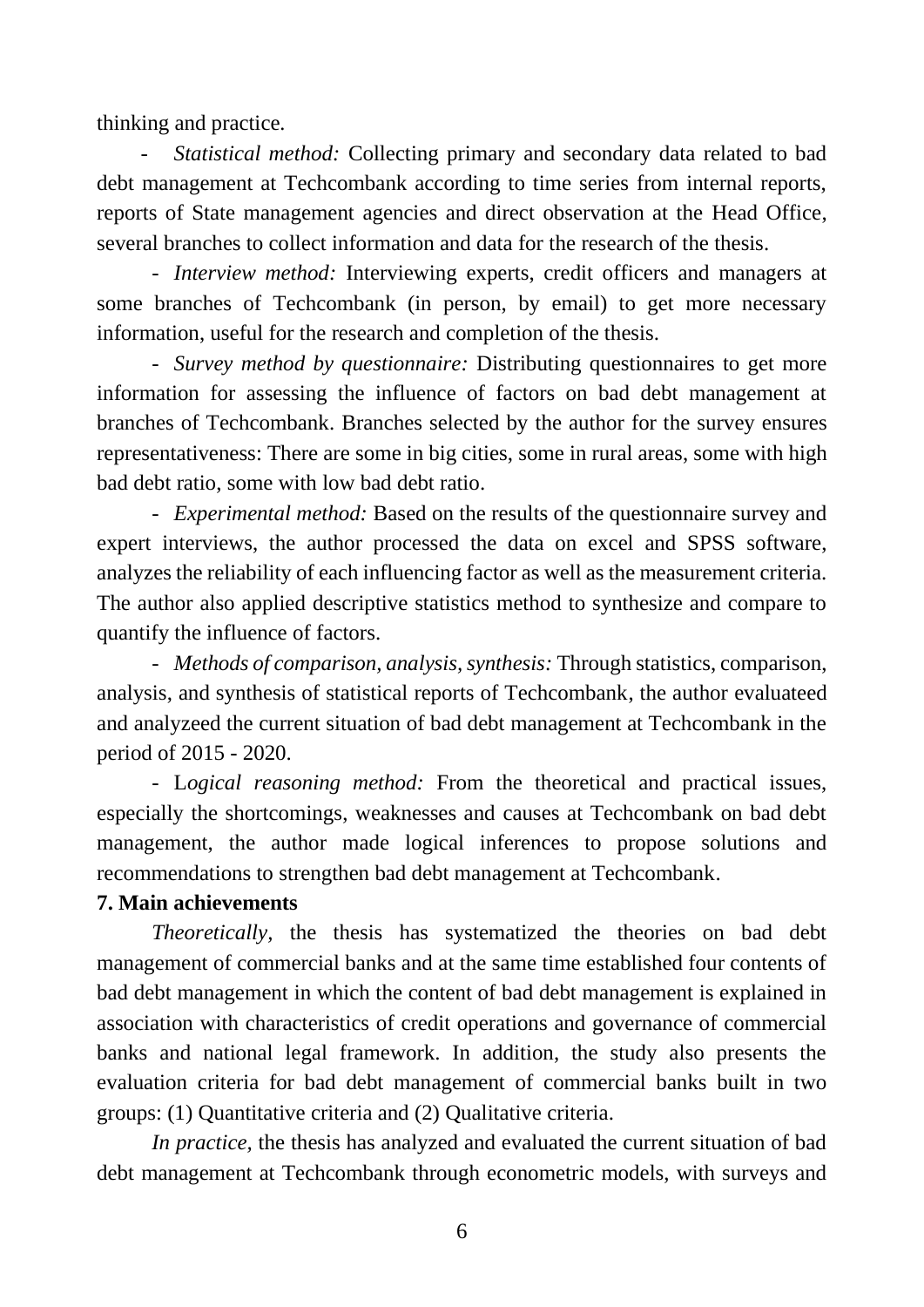thinking and practice.

- *Statistical method:* Collecting primary and secondary data related to bad debt management at Techcombank according to time series from internal reports, reports of State management agencies and direct observation at the Head Office, several branches to collect information and data for the research of the thesis.

- *Interview method:* Interviewing experts, credit officers and managers at some branches of Techcombank (in person, by email) to get more necessary information, useful for the research and completion of the thesis.

- *Survey method by questionnaire:* Distributing questionnaires to get more information for assessing the influence of factors on bad debt management at branches of Techcombank. Branches selected by the author for the survey ensures representativeness: There are some in big cities, some in rural areas, some with high bad debt ratio, some with low bad debt ratio.

- *Experimental method:* Based on the results of the questionnaire survey and expert interviews, the author processed the data on excel and SPSS software, analyzes the reliability of each influencing factor as well as the measurement criteria. The author also applied descriptive statistics method to synthesize and compare to quantify the influence of factors.

- *Methods of comparison, analysis, synthesis:* Through statistics, comparison, analysis, and synthesis of statistical reports of Techcombank, the author evaluateed and analyzeed the current situation of bad debt management at Techcombank in the period of 2015 - 2020.

- L*ogical reasoning method:* From the theoretical and practical issues, especially the shortcomings, weaknesses and causes at Techcombank on bad debt management, the author made logical inferences to propose solutions and recommendations to strengthen bad debt management at Techcombank.

**7. Main achievements**

*Theoretically,* the thesis has systematized the theories on bad debt management of commercial banks and at the same time established four contents of bad debt management in which the content of bad debt management is explained in association with characteristics of credit operations and governance of commercial banks and national legal framework. In addition, the study also presents the evaluation criteria for bad debt management of commercial banks built in two groups: (1) Quantitative criteria and (2) Qualitative criteria.

*In practice,* the thesis has analyzed and evaluated the current situation of bad debt management at Techcombank through econometric models, with surveys and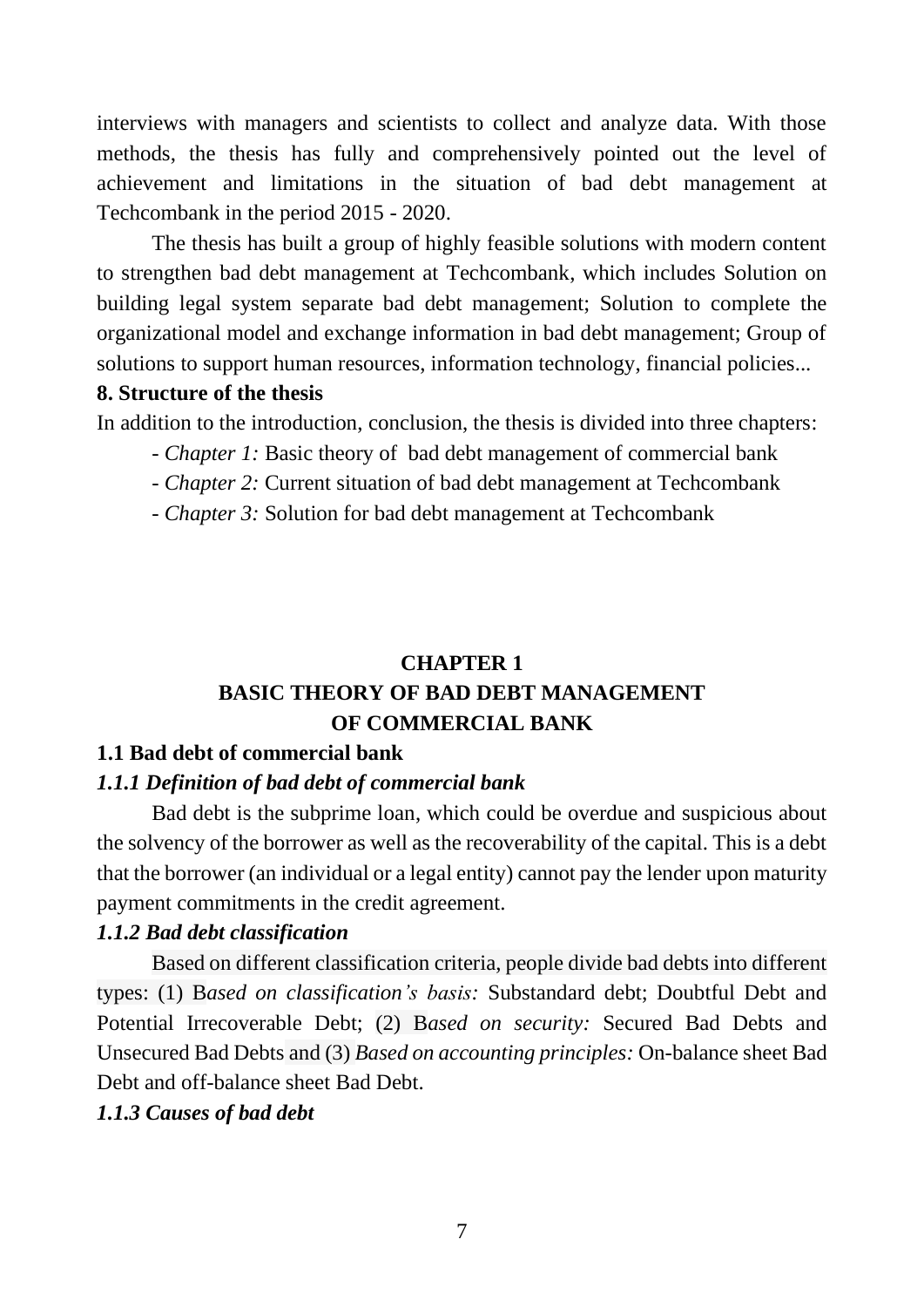interviews with managers and scientists to collect and analyze data. With those methods, the thesis has fully and comprehensively pointed out the level of achievement and limitations in the situation of bad debt management at Techcombank in the period 2015 - 2020.

The thesis has built a group of highly feasible solutions with modern content to strengthen bad debt management at Techcombank, which includes Solution on building legal system separate bad debt management; Solution to complete the organizational model and exchange information in bad debt management; Group of solutions to support human resources, information technology, financial policies...

**8. Structure of the thesis**

In addition to the introduction, conclusion, the thesis is divided into three chapters:

- *Chapter 1:* Basic theory of bad debt management of commercial bank
- *Chapter 2:* Current situation of bad debt management at Techcombank
- *Chapter 3:* Solution for bad debt management at Techcombank

# CHAPTER 1
# BASIC THEORY OF BAD DEBT MANAGEMENT OF COMMERCIAL BANK

## 1.1 Bad debt of commercial bank

### *1.1.1 Definition of bad debt of commercial bank*

Bad debt is the subprime loan, which could be overdue and suspicious about the solvency of the borrower as well as the recoverability of the capital. This is a debt that the borrower (an individual or a legal entity) cannot pay the lender upon maturity payment commitments in the credit agreement.

### *1.1.2 Bad debt classification*

Based on different classification criteria, people divide bad debts into different types: (1) B*ased on classification's basis:* Substandard debt; Doubtful Debt and Potential Irrecoverable Debt; (2) B*ased on security:* Secured Bad Debts and Unsecured Bad Debts and (3) *Based on accounting principles:* On-balance sheet Bad Debt and off-balance sheet Bad Debt.

### *1.1.3 Causes of bad debt*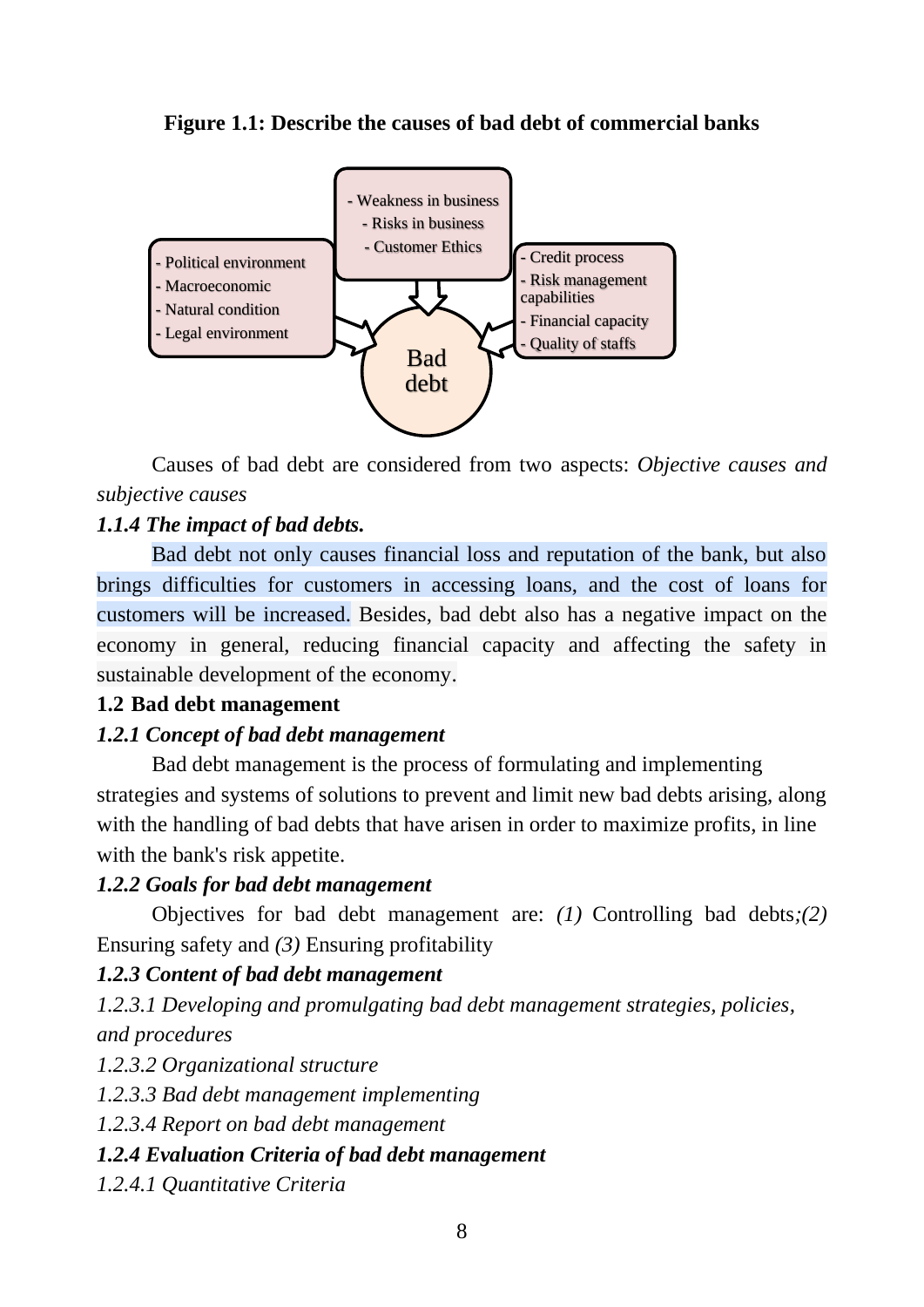**Figure 1.1: Describe the causes of bad debt of commercial banks**

- Weakness in business
- Risks in business
- Customer Ethics

- Political environment
- Macroeconomic
- Natural condition
- Legal environment

- Credit process
- Risk management capabilities
- Financial capacity
- Quality of staffs

Bad debt

Causes of bad debt are considered from two aspects: *Objective causes and subjective causes*

### *1.1.4 The impact of bad debts.*

Bad debt not only causes financial loss and reputation of the bank, but also brings difficulties for customers in accessing loans, and the cost of loans for customers will be increased. Besides, bad debt also has a negative impact on the economy in general, reducing financial capacity and affecting the safety in sustainable development of the economy.

## 1.2 Bad debt management

### *1.2.1 Concept of bad debt management*

Bad debt management is the process of formulating and implementing strategies and systems of solutions to prevent and limit new bad debts arising, along with the handling of bad debts that have arisen in order to maximize profits, in line with the bank's risk appetite.

### *1.2.2 Goals for bad debt management*

Objectives for bad debt management are: *(1)* Controlling bad debts*;(2)* Ensuring safety and *(3)* Ensuring profitability

### *1.2.3 Content of bad debt management*

*1.2.3.1 Developing and promulgating bad debt management strategies, policies, and procedures*

*1.2.3.2 Organizational structure*

*1.2.3.3 Bad debt management implementing*

*1.2.3.4 Report on bad debt management*

### *1.2.4 Evaluation Criteria of bad debt management*

*1.2.4.1 Quantitative Criteria*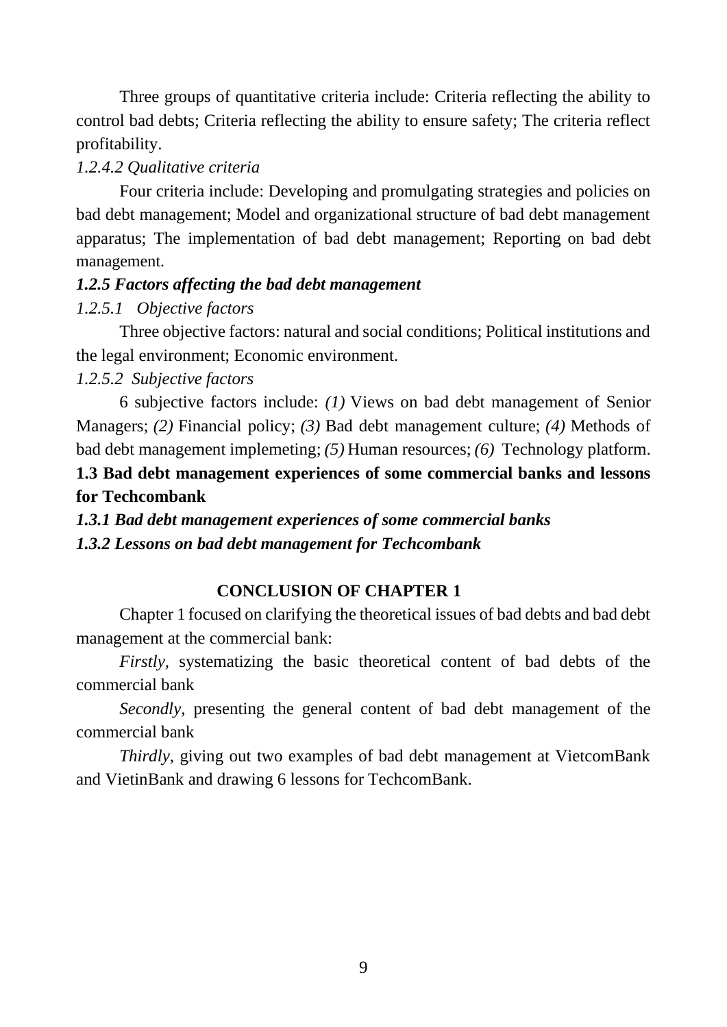Three groups of quantitative criteria include: Criteria reflecting the ability to control bad debts; Criteria reflecting the ability to ensure safety; The criteria reflect profitability.

*1.2.4.2 Qualitative criteria*

Four criteria include: Developing and promulgating strategies and policies on bad debt management; Model and organizational structure of bad debt management apparatus; The implementation of bad debt management; Reporting on bad debt management.

### *1.2.5 Factors affecting the bad debt management*

*1.2.5.1 Objective factors*

Three objective factors: natural and social conditions; Political institutions and the legal environment; Economic environment.

*1.2.5.2 Subjective factors*

6 subjective factors include: *(1)* Views on bad debt management of Senior Managers; *(2)* Financial policy; *(3)* Bad debt management culture; *(4)* Methods of bad debt management implemeting; *(5)* Human resources; *(6)* Technology platform.

## 1.3 Bad debt management experiences of some commercial banks and lessons for Techcombank

### *1.3.1 Bad debt management experiences of some commercial banks*

### *1.3.2 Lessons on bad debt management for Techcombank*

## CONCLUSION OF CHAPTER 1

Chapter 1 focused on clarifying the theoretical issues of bad debts and bad debt management at the commercial bank:

*Firstly,* systematizing the basic theoretical content of bad debts of the commercial bank

*Secondly,* presenting the general content of bad debt management of the commercial bank

*Thirdly,* giving out two examples of bad debt management at VietcomBank and VietinBank and drawing 6 lessons for TechcomBank.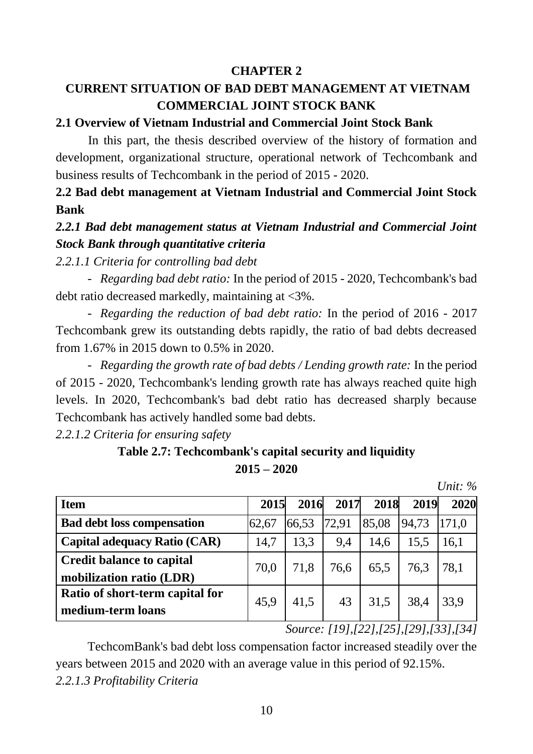# CHAPTER 2

# CURRENT SITUATION OF BAD DEBT MANAGEMENT AT VIETNAM COMMERCIAL JOINT STOCK BANK

## 2.1 Overview of Vietnam Industrial and Commercial Joint Stock Bank

In this part, the thesis described overview of the history of formation and development, organizational structure, operational network of Techcombank and business results of Techcombank in the period of 2015 - 2020.

## 2.2 Bad debt management at Vietnam Industrial and Commercial Joint Stock Bank

### *2.2.1 Bad debt management status at Vietnam Industrial and Commercial Joint Stock Bank through quantitative criteria*

*2.2.1.1 Criteria for controlling bad debt*

- *Regarding bad debt ratio:* In the period of 2015 - 2020, Techcombank's bad debt ratio decreased markedly, maintaining at <3%.
- *Regarding the reduction of bad debt ratio:* In the period of 2016 - 2017 Techcombank grew its outstanding debts rapidly, the ratio of bad debts decreased from 1.67% in 2015 down to 0.5% in 2020.
- *Regarding the growth rate of bad debts / Lending growth rate:* In the period of 2015 - 2020, Techcombank's lending growth rate has always reached quite high levels. In 2020, Techcombank's bad debt ratio has decreased sharply because Techcombank has actively handled some bad debts.

*2.2.1.2 Criteria for ensuring safety*

**Table 2.7: Techcombank's capital security and liquidity 2015 – 2020**

*Unit: %*

| Item | 2015 | 2016 | 2017 | 2018 | 2019 | 2020 |
|---|---|---|---|---|---|---|
| **Bad debt loss compensation** | 62,67 | 66,53 | 72,91 | 85,08 | 94,73 | 171,0 |
| **Capital adequacy Ratio (CAR)** | 14,7 | 13,3 | 9,4 | 14,6 | 15,5 | 16,1 |
| **Credit balance to capital mobilization ratio (LDR)** | 70,0 | 71,8 | 76,6 | 65,5 | 76,3 | 78,1 |
| **Ratio of short-term capital for medium-term loans** | 45,9 | 41,5 | 43 | 31,5 | 38,4 | 33,9 |

*Source: [19],[22],[25],[29],[33],[34]*

TechcomBank's bad debt loss compensation factor increased steadily over the years between 2015 and 2020 with an average value in this period of 92.15%.

*2.2.1.3 Profitability Criteria*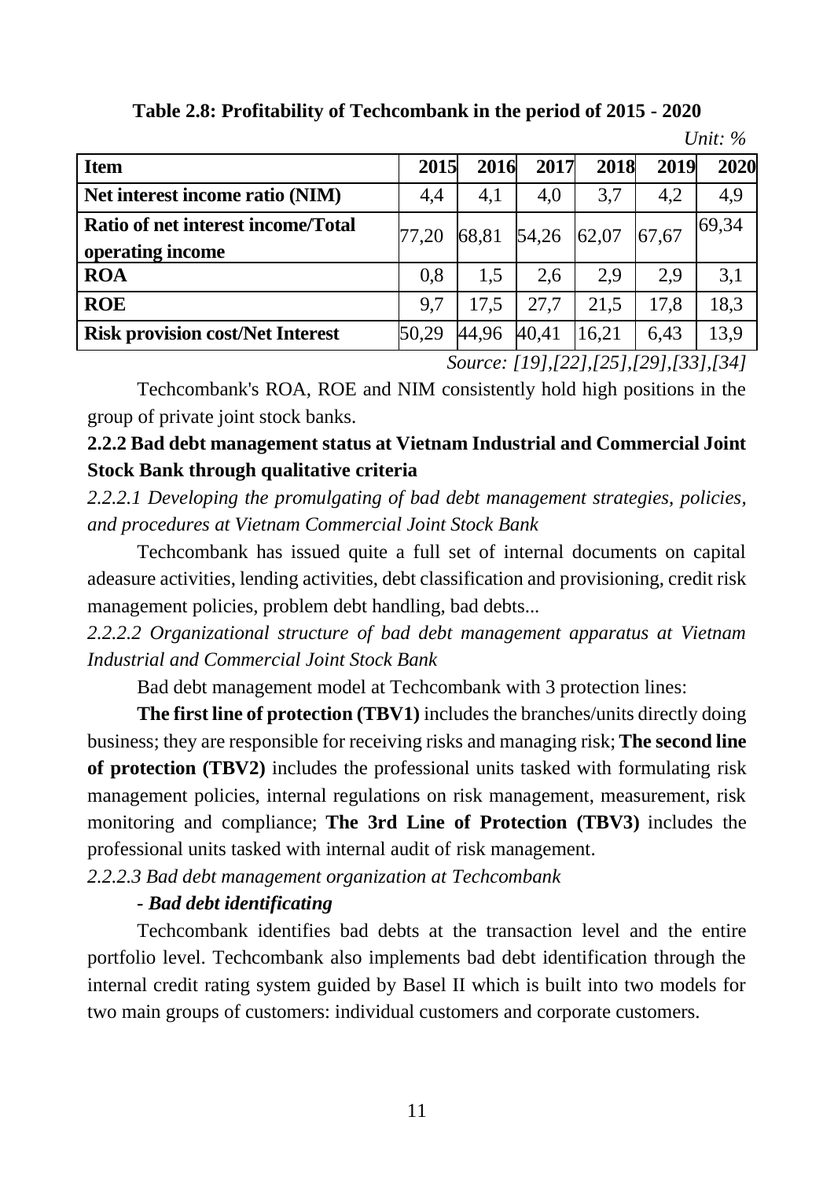**Table 2.8: Profitability of Techcombank in the period of 2015 - 2020**

*Unit: %*

| Item | 2015 | 2016 | 2017 | 2018 | 2019 | 2020 |
|---|---|---|---|---|---|---|
| **Net interest income ratio (NIM)** | 4,4 | 4,1 | 4,0 | 3,7 | 4,2 | 4,9 |
| **Ratio of net interest income/Total operating income** | 77,20 | 68,81 | 54,26 | 62,07 | 67,67 | 69,34 |
| **ROA** | 0,8 | 1,5 | 2,6 | 2,9 | 2,9 | 3,1 |
| **ROE** | 9,7 | 17,5 | 27,7 | 21,5 | 17,8 | 18,3 |
| **Risk provision cost/Net Interest** | 50,29 | 44,96 | 40,41 | 16,21 | 6,43 | 13,9 |

*Source: [19],[22],[25],[29],[33],[34]*

Techcombank's ROA, ROE and NIM consistently hold high positions in the group of private joint stock banks.

### 2.2.2 Bad debt management status at Vietnam Industrial and Commercial Joint Stock Bank through qualitative criteria

*2.2.2.1 Developing the promulgating of bad debt management strategies, policies, and procedures at Vietnam Commercial Joint Stock Bank*

Techcombank has issued quite a full set of internal documents on capital adeasure activities, lending activities, debt classification and provisioning, credit risk management policies, problem debt handling, bad debts...

*2.2.2.2 Organizational structure of bad debt management apparatus at Vietnam Industrial and Commercial Joint Stock Bank*

Bad debt management model at Techcombank with 3 protection lines:

**The first line of protection (TBV1)** includes the branches/units directly doing business; they are responsible for receiving risks and managing risk; **The second line of protection (TBV2)** includes the professional units tasked with formulating risk management policies, internal regulations on risk management, measurement, risk monitoring and compliance; **The 3rd Line of Protection (TBV3)** includes the professional units tasked with internal audit of risk management.

*2.2.2.3 Bad debt management organization at Techcombank*

***- Bad debt identificating***

Techcombank identifies bad debts at the transaction level and the entire portfolio level. Techcombank also implements bad debt identification through the internal credit rating system guided by Basel II which is built into two models for two main groups of customers: individual customers and corporate customers.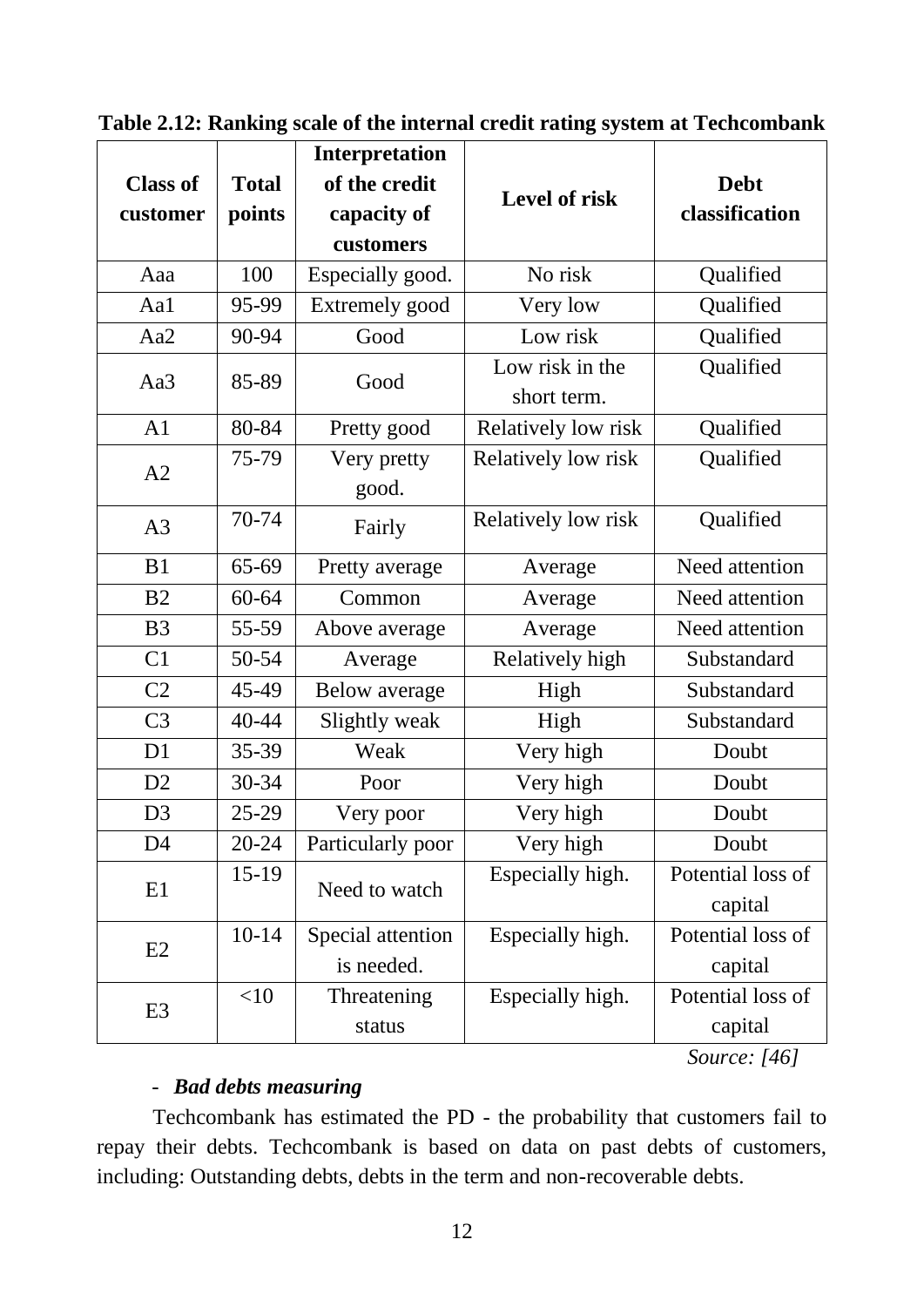**Table 2.12: Ranking scale of the internal credit rating system at Techcombank**

| Class of customer | Total points | Interpretation of the credit capacity of customers | Level of risk | Debt classification |
|---|---|---|---|---|
| Aaa | 100 | Especially good. | No risk | Qualified |
| Aa1 | 95-99 | Extremely good | Very low | Qualified |
| Aa2 | 90-94 | Good | Low risk | Qualified |
| Aa3 | 85-89 | Good | Low risk in the short term. | Qualified |
| A1 | 80-84 | Pretty good | Relatively low risk | Qualified |
| A2 | 75-79 | Very pretty good. | Relatively low risk | Qualified |
| A3 | 70-74 | Fairly | Relatively low risk | Qualified |
| B1 | 65-69 | Pretty average | Average | Need attention |
| B2 | 60-64 | Common | Average | Need attention |
| B3 | 55-59 | Above average | Average | Need attention |
| C1 | 50-54 | Average | Relatively high | Substandard |
| C2 | 45-49 | Below average | High | Substandard |
| C3 | 40-44 | Slightly weak | High | Substandard |
| D1 | 35-39 | Weak | Very high | Doubt |
| D2 | 30-34 | Poor | Very high | Doubt |
| D3 | 25-29 | Very poor | Very high | Doubt |
| D4 | 20-24 | Particularly poor | Very high | Doubt |
| E1 | 15-19 | Need to watch | Especially high. | Potential loss of capital |
| E2 | 10-14 | Special attention is needed. | Especially high. | Potential loss of capital |
| E3 | <10 | Threatening status | Especially high. | Potential loss of capital |

*Source: [46]*

- ***Bad debts measuring***

Techcombank has estimated the PD - the probability that customers fail to repay their debts. Techcombank is based on data on past debts of customers, including: Outstanding debts, debts in the term and non-recoverable debts.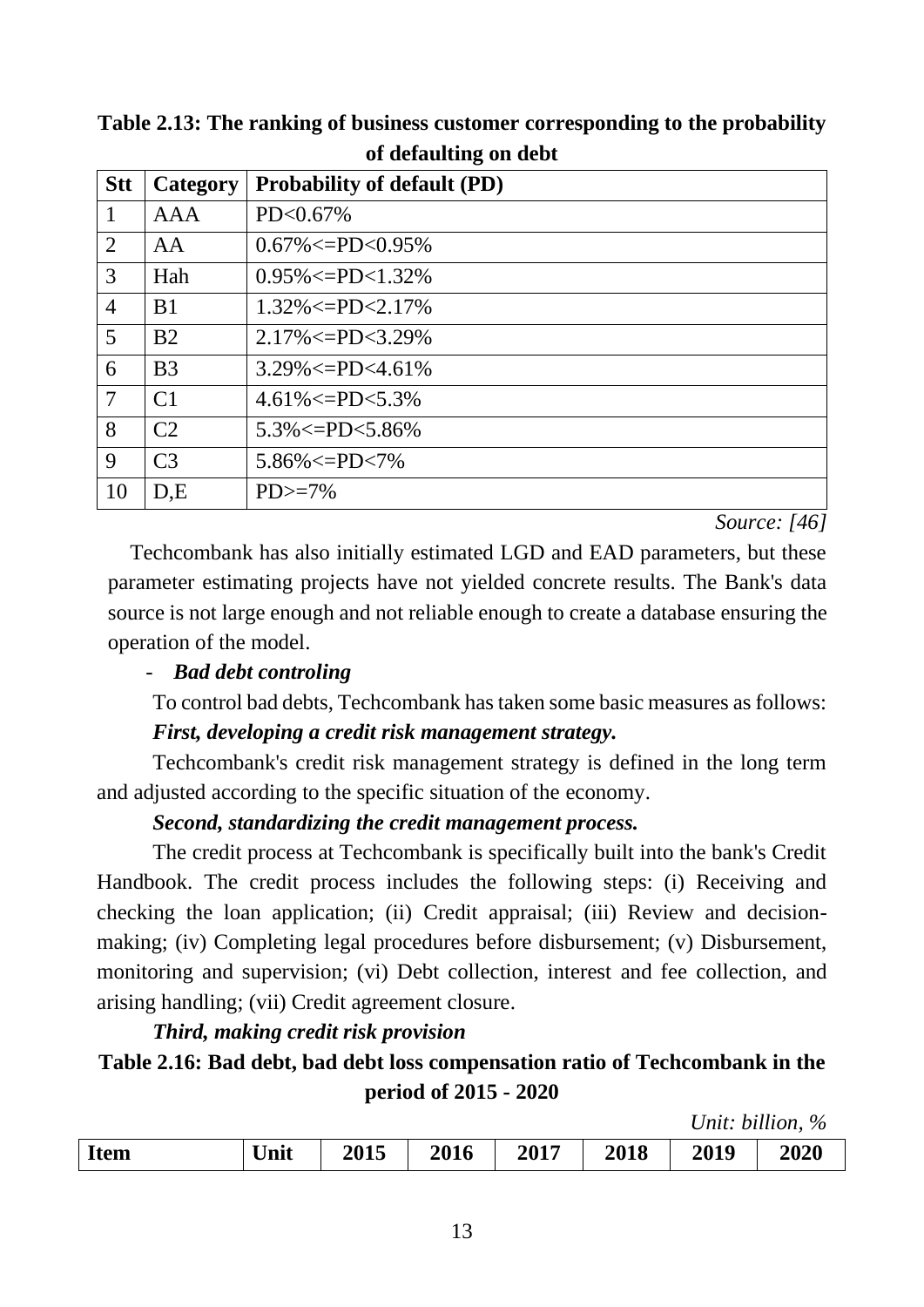**Table 2.13: The ranking of business customer corresponding to the probability of defaulting on debt**

| Stt | Category | Probability of default (PD) |
|---|---|---|
| 1 | AAA | PD<0.67% |
| 2 | AA | 0.67%<=PD<0.95% |
| 3 | Hah | 0.95%<=PD<1.32% |
| 4 | B1 | 1.32%<=PD<2.17% |
| 5 | B2 | 2.17%<=PD<3.29% |
| 6 | B3 | 3.29%<=PD<4.61% |
| 7 | C1 | 4.61%<=PD<5.3% |
| 8 | C2 | 5.3%<=PD<5.86% |
| 9 | C3 | 5.86%<=PD<7% |
| 10 | D,E | PD>=7% |

*Source: [46]*

Techcombank has also initially estimated LGD and EAD parameters, but these parameter estimating projects have not yielded concrete results. The Bank's data source is not large enough and not reliable enough to create a database ensuring the operation of the model.

- ***Bad debt controling***

To control bad debts, Techcombank has taken some basic measures as follows:

***First, developing a credit risk management strategy.***

Techcombank's credit risk management strategy is defined in the long term and adjusted according to the specific situation of the economy.

***Second, standardizing the credit management process.***

The credit process at Techcombank is specifically built into the bank's Credit Handbook. The credit process includes the following steps: (i) Receiving and checking the loan application; (ii) Credit appraisal; (iii) Review and decision-making; (iv) Completing legal procedures before disbursement; (v) Disbursement, monitoring and supervision; (vi) Debt collection, interest and fee collection, and arising handling; (vii) Credit agreement closure.

***Third, making credit risk provision***

**Table 2.16: Bad debt, bad debt loss compensation ratio of Techcombank in the period of 2015 - 2020**

*Unit: billion, %*

| Item | Unit | 2015 | 2016 | 2017 | 2018 | 2019 | 2020 |
|---|---|---|---|---|---|---|---|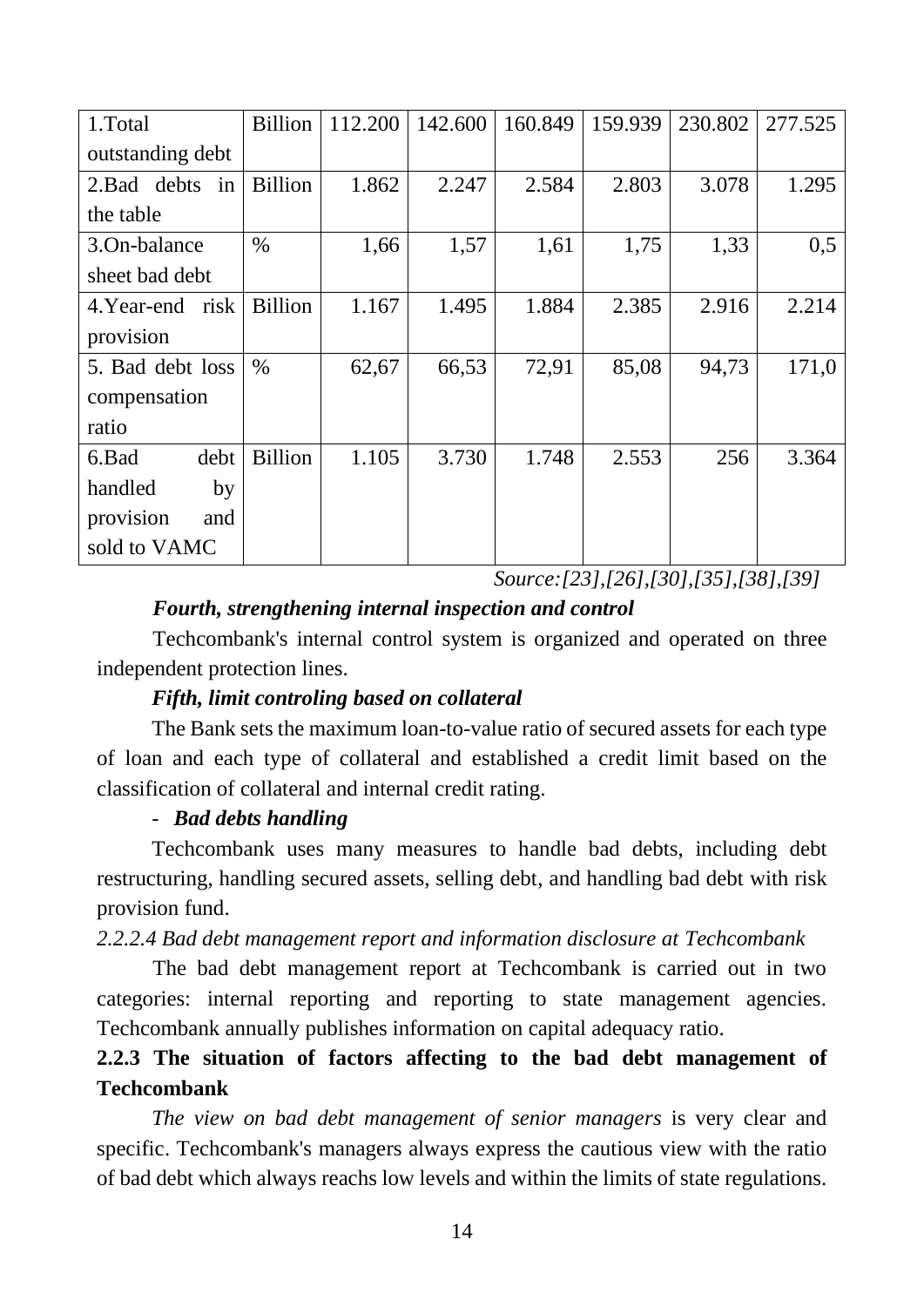| 1.Total outstanding debt | Billion | 112.200 | 142.600 | 160.849 | 159.939 | 230.802 | 277.525 |
|---|---|---|---|---|---|---|---|
| 2.Bad debts in the table | Billion | 1.862 | 2.247 | 2.584 | 2.803 | 3.078 | 1.295 |
| 3.On-balance sheet bad debt | % | 1,66 | 1,57 | 1,61 | 1,75 | 1,33 | 0,5 |
| 4.Year-end risk provision | Billion | 1.167 | 1.495 | 1.884 | 2.385 | 2.916 | 2.214 |
| 5. Bad debt loss compensation ratio | % | 62,67 | 66,53 | 72,91 | 85,08 | 94,73 | 171,0 |
| 6.Bad debt handled by provision and sold to VAMC | Billion | 1.105 | 3.730 | 1.748 | 2.553 | 256 | 3.364 |

*Source:[23],[26],[30],[35],[38],[39]*

***Fourth, strengthening internal inspection and control***

Techcombank's internal control system is organized and operated on three independent protection lines.

***Fifth, limit controling based on collateral***

The Bank sets the maximum loan-to-value ratio of secured assets for each type of loan and each type of collateral and established a credit limit based on the classification of collateral and internal credit rating.

- ***Bad debts handling***

Techcombank uses many measures to handle bad debts, including debt restructuring, handling secured assets, selling debt, and handling bad debt with risk provision fund.

*2.2.2.4 Bad debt management report and information disclosure at Techcombank*

The bad debt management report at Techcombank is carried out in two categories: internal reporting and reporting to state management agencies. Techcombank annually publishes information on capital adequacy ratio.

**2.2.3 The situation of factors affecting to the bad debt management of Techcombank**

*The view on bad debt management of senior managers* is very clear and specific. Techcombank's managers always express the cautious view with the ratio of bad debt which always reachs low levels and within the limits of state regulations.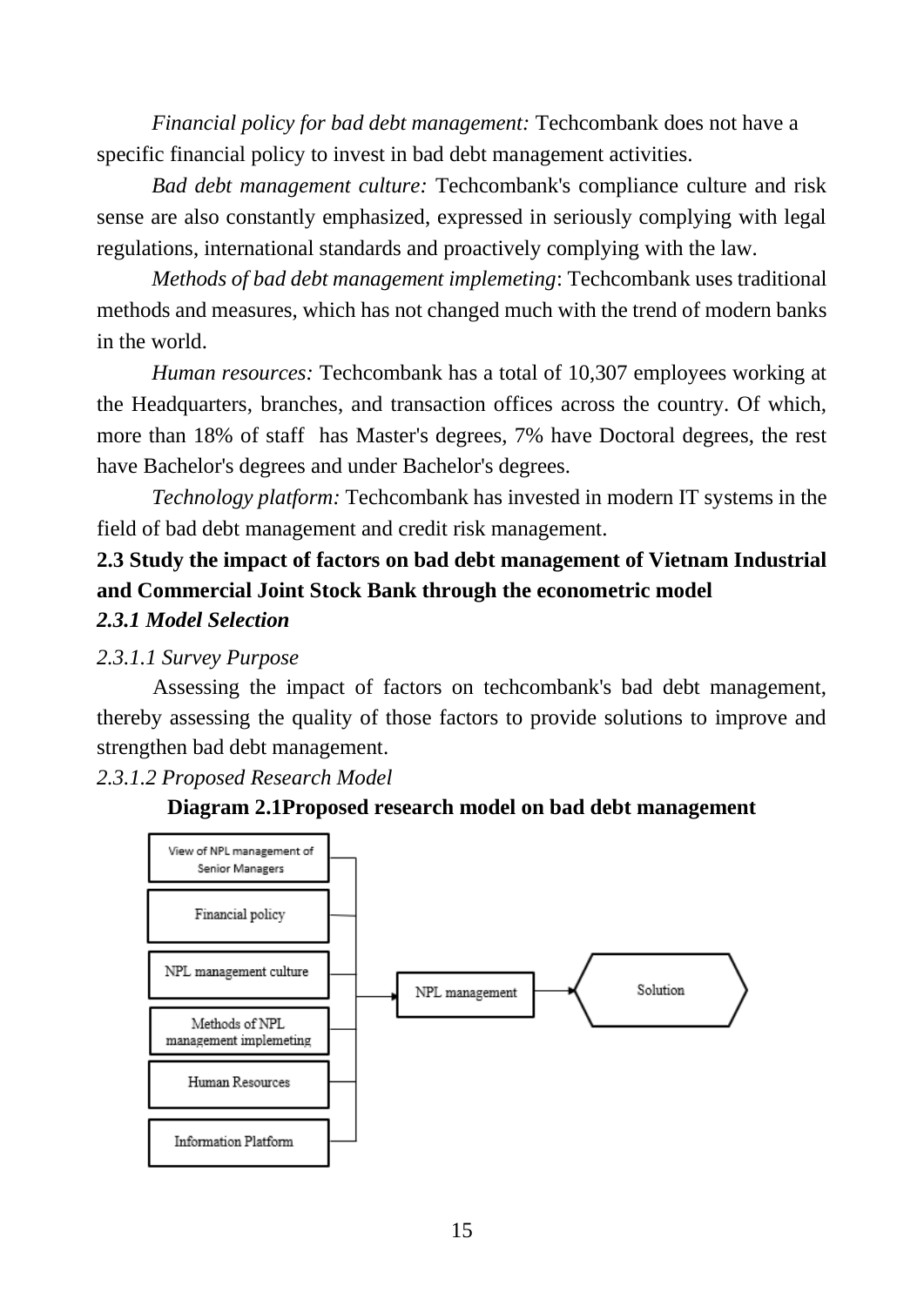*Financial policy for bad debt management:* Techcombank does not have a specific financial policy to invest in bad debt management activities.

*Bad debt management culture:* Techcombank's compliance culture and risk sense are also constantly emphasized, expressed in seriously complying with legal regulations, international standards and proactively complying with the law.

*Methods of bad debt management implemeting*: Techcombank uses traditional methods and measures, which has not changed much with the trend of modern banks in the world.

*Human resources:* Techcombank has a total of 10,307 employees working at the Headquarters, branches, and transaction offices across the country. Of which, more than 18% of staff has Master's degrees, 7% have Doctoral degrees, the rest have Bachelor's degrees and under Bachelor's degrees.

*Technology platform:* Techcombank has invested in modern IT systems in the field of bad debt management and credit risk management.

## 2.3 Study the impact of factors on bad debt management of Vietnam Industrial and Commercial Joint Stock Bank through the econometric model

### *2.3.1 Model Selection*

*2.3.1.1 Survey Purpose*

Assessing the impact of factors on techcombank's bad debt management, thereby assessing the quality of those factors to provide solutions to improve and strengthen bad debt management.

*2.3.1.2 Proposed Research Model*

**Diagram 2.1Proposed research model on bad debt management**

View of NPL management of Senior Managers

Financial policy

NPL management culture

Methods of NPL management implemeting

Human Resources

Information Platform

NPL management

Solution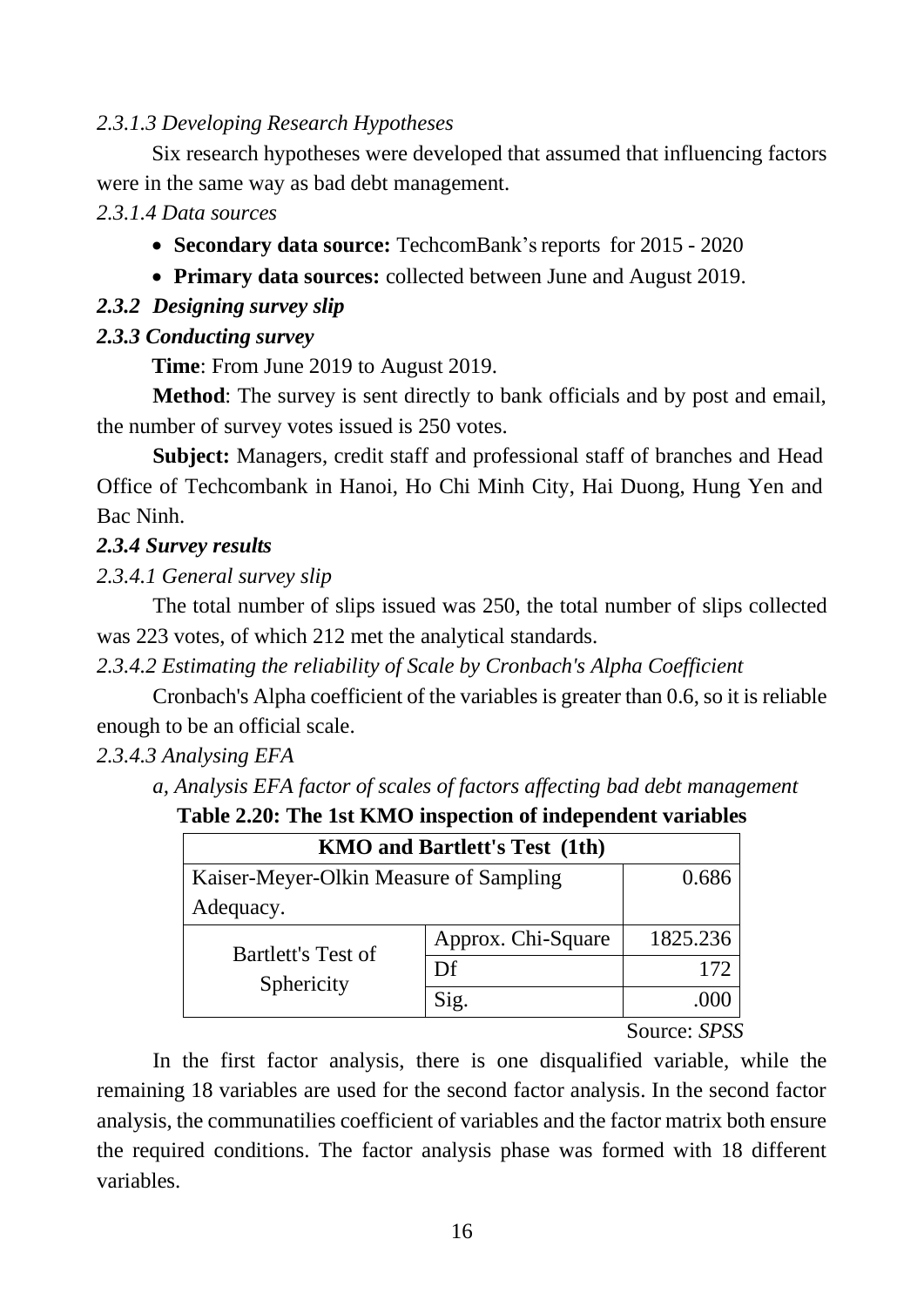*2.3.1.3 Developing Research Hypotheses*

Six research hypotheses were developed that assumed that influencing factors were in the same way as bad debt management.

*2.3.1.4 Data sources*

- **Secondary data source:** TechcomBank's reports for 2015 - 2020
- **Primary data sources:** collected between June and August 2019.

***2.3.2 Designing survey slip***

***2.3.3 Conducting survey***

**Time**: From June 2019 to August 2019.

**Method**: The survey is sent directly to bank officials and by post and email, the number of survey votes issued is 250 votes.

**Subject:** Managers, credit staff and professional staff of branches and Head Office of Techcombank in Hanoi, Ho Chi Minh City, Hai Duong, Hung Yen and Bac Ninh.

***2.3.4 Survey results***

*2.3.4.1 General survey slip*

The total number of slips issued was 250, the total number of slips collected was 223 votes, of which 212 met the analytical standards.

*2.3.4.2 Estimating the reliability of Scale by Cronbach's Alpha Coefficient*

Cronbach's Alpha coefficient of the variables is greater than 0.6, so it is reliable enough to be an official scale.

*2.3.4.3 Analysing EFA*

*a, Analysis EFA factor of scales of factors affecting bad debt management*

**Table 2.20: The 1st KMO inspection of independent variables**

| KMO and Bartlett's Test (1th) | | |
|---|---|---|
| Kaiser-Meyer-Olkin Measure of Sampling Adequacy. | | 0.686 |
| Bartlett's Test of Sphericity | Approx. Chi-Square | 1825.236 |
| | Df | 172 |
| | Sig. | .000 |

Source: *SPSS*

In the first factor analysis, there is one disqualified variable, while the remaining 18 variables are used for the second factor analysis. In the second factor analysis, the communatilies coefficient of variables and the factor matrix both ensure the required conditions. The factor analysis phase was formed with 18 different variables.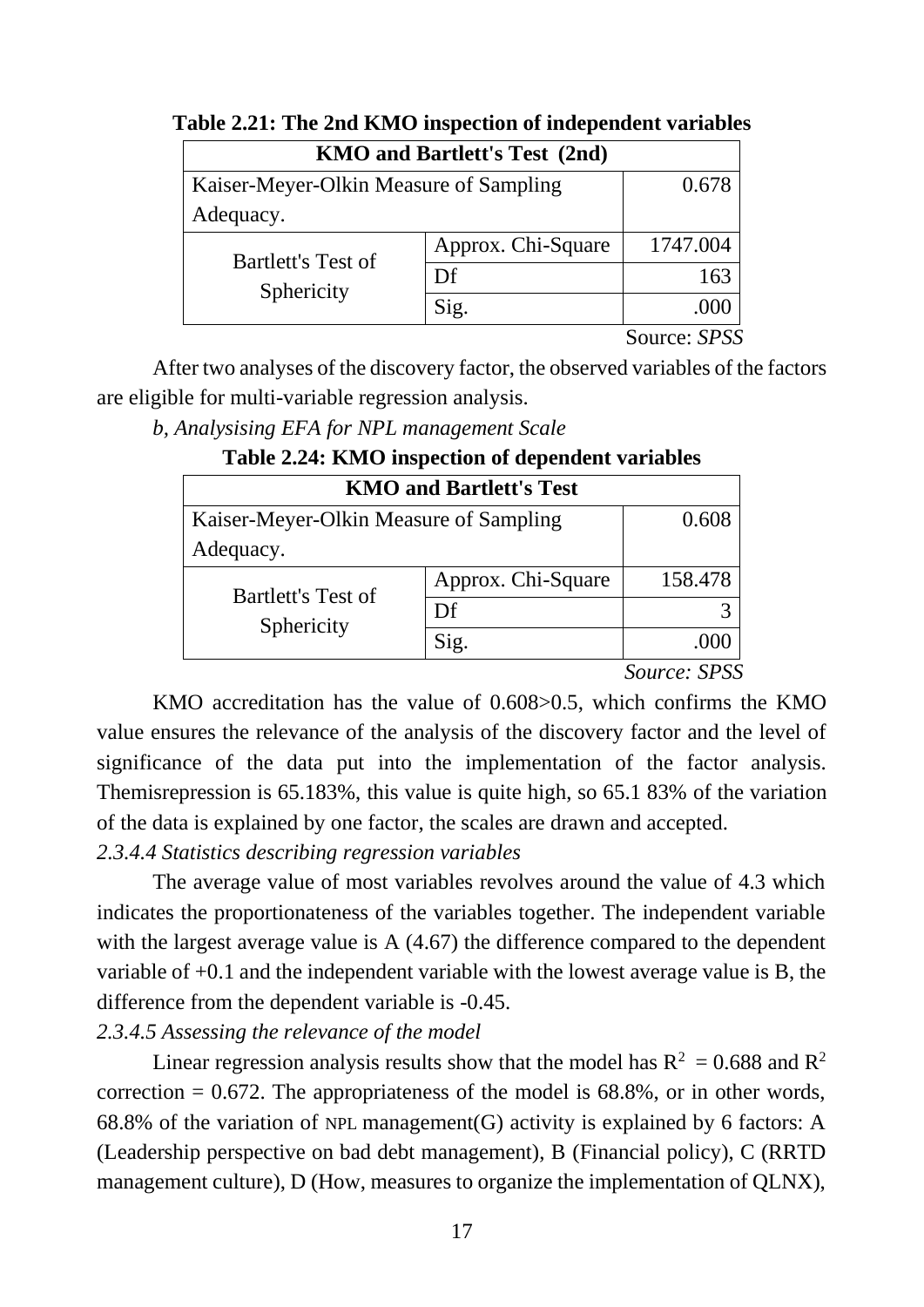**Table 2.21: The 2nd KMO inspection of independent variables**

| KMO and Bartlett's Test (2nd) | | |
|---|---|---|
| Kaiser-Meyer-Olkin Measure of Sampling Adequacy. | | 0.678 |
| Bartlett's Test of Sphericity | Approx. Chi-Square | 1747.004 |
| | Df | 163 |
| | Sig. | .000 |

Source: *SPSS*

After two analyses of the discovery factor, the observed variables of the factors are eligible for multi-variable regression analysis.

*b, Analysising EFA for NPL management Scale*

**Table 2.24: KMO inspection of dependent variables**

| KMO and Bartlett's Test | | |
|---|---|---|
| Kaiser-Meyer-Olkin Measure of Sampling Adequacy. | | 0.608 |
| Bartlett's Test of Sphericity | Approx. Chi-Square | 158.478 |
| | Df | 3 |
| | Sig. | .000 |

*Source: SPSS*

KMO accreditation has the value of 0.608>0.5, which confirms the KMO value ensures the relevance of the analysis of the discovery factor and the level of significance of the data put into the implementation of the factor analysis. Themisrepression is 65.183%, this value is quite high, so 65.1 83% of the variation of the data is explained by one factor, the scales are drawn and accepted.

*2.3.4.4 Statistics describing regression variables*

The average value of most variables revolves around the value of 4.3 which indicates the proportionateness of the variables together. The independent variable with the largest average value is A (4.67) the difference compared to the dependent variable of +0.1 and the independent variable with the lowest average value is B, the difference from the dependent variable is -0.45.

*2.3.4.5 Assessing the relevance of the model*

Linear regression analysis results show that the model has $R^2 = 0.688$ and $R^2$ correction = 0.672. The appropriateness of the model is 68.8%, or in other words, 68.8% of the variation of NPL management(G) activity is explained by 6 factors: A (Leadership perspective on bad debt management), B (Financial policy), C (RRTD management culture), D (How, measures to organize the implementation of QLNX),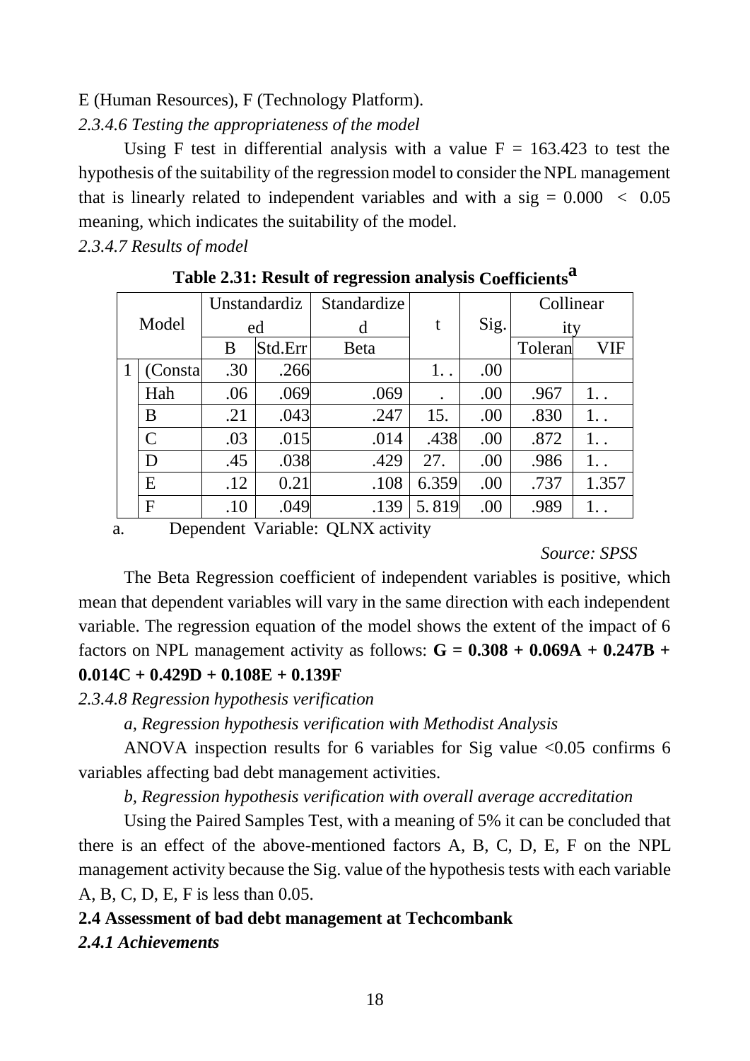E (Human Resources), F (Technology Platform).

*2.3.4.6 Testing the appropriateness of the model*

Using F test in differential analysis with a value F = 163.423 to test the hypothesis of the suitability of the regression model to consider the NPL management that is linearly related to independent variables and with a sig = 0.000 < 0.05 meaning, which indicates the suitability of the model.

*2.3.4.7 Results of model*

**Table 2.31: Result of regression analysis Coefficients[a]**

| Model | | Unstandardized | | Standardized | t | Sig. | Collinearity | |
|---|---|---|---|---|---|---|---|---|
| | | B | Std.Err | Beta | | | Toleran | VIF |
| 1 | (Consta | .30 | .266 | | 1. . | .00 | | |
| | Hah | .06 | .069 | .069 | . | .00 | .967 | 1. . |
| | B | .21 | .043 | .247 | 15. | .00 | .830 | 1. . |
| | C | .03 | .015 | .014 | .438 | .00 | .872 | 1. . |
| | D | .45 | .038 | .429 | 27. | .00 | .986 | 1. . |
| | E | .12 | 0.21 | .108 | 6.359 | .00 | .737 | 1.357 |
| | F | .10 | .049 | .139 | 5. 819 | .00 | .989 | 1. . |

a. Dependent Variable: QLNX activity

*Source: SPSS*

The Beta Regression coefficient of independent variables is positive, which mean that dependent variables will vary in the same direction with each independent variable. The regression equation of the model shows the extent of the impact of 6 factors on NPL management activity as follows: **G = 0.308 + 0.069A + 0.247B + 0.014C + 0.429D + 0.108E + 0.139F**

*2.3.4.8 Regression hypothesis verification*

*a, Regression hypothesis verification with Methodist Analysis*

ANOVA inspection results for 6 variables for Sig value <0.05 confirms 6 variables affecting bad debt management activities.

*b, Regression hypothesis verification with overall average accreditation*

Using the Paired Samples Test, with a meaning of 5% it can be concluded that there is an effect of the above-mentioned factors A, B, C, D, E, F on the NPL management activity because the Sig. value of the hypothesis tests with each variable A, B, C, D, E, F is less than 0.05.

**2.4 Assessment of bad debt management at Techcombank**

***2.4.1 Achievements***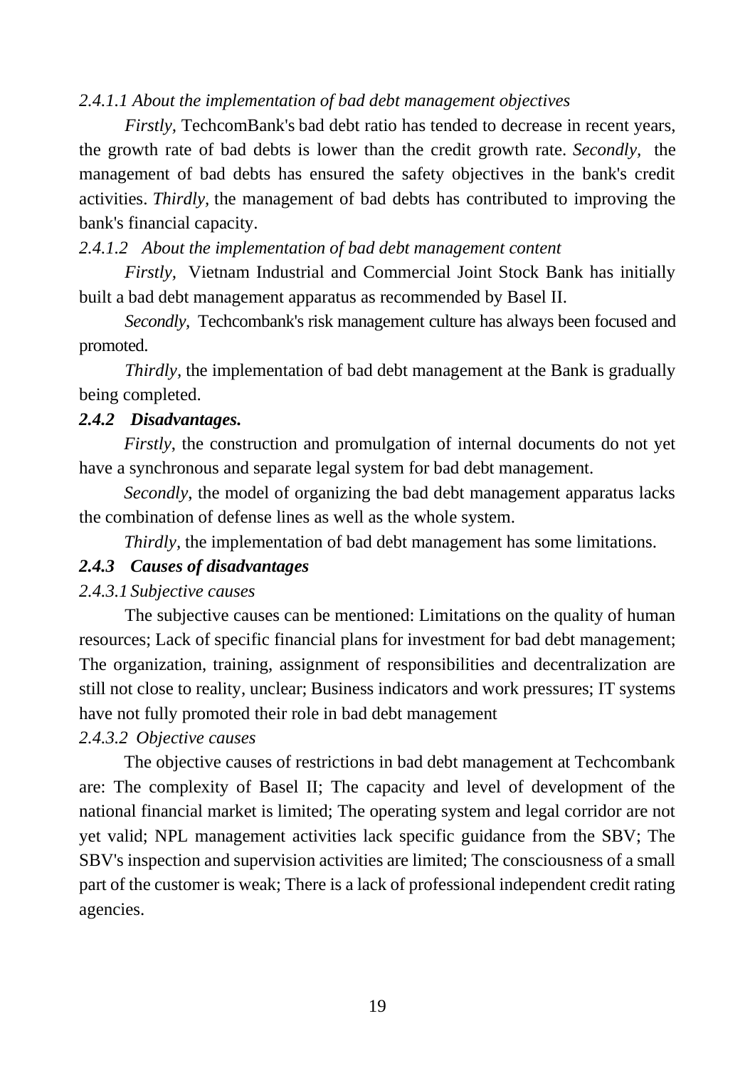*2.4.1.1 About the implementation of bad debt management objectives*

*Firstly,* TechcomBank's bad debt ratio has tended to decrease in recent years, the growth rate of bad debts is lower than the credit growth rate. *Secondly,* the management of bad debts has ensured the safety objectives in the bank's credit activities. *Thirdly*, the management of bad debts has contributed to improving the bank's financial capacity.

*2.4.1.2 About the implementation of bad debt management content*

*Firstly,* Vietnam Industrial and Commercial Joint Stock Bank has initially built a bad debt management apparatus as recommended by Basel II.

*Secondly,* Techcombank's risk management culture has always been focused and promoted.

*Thirdly,* the implementation of bad debt management at the Bank is gradually being completed.

### *2.4.2 Disadvantages.*

*Firstly*, the construction and promulgation of internal documents do not yet have a synchronous and separate legal system for bad debt management.

*Secondly*, the model of organizing the bad debt management apparatus lacks the combination of defense lines as well as the whole system.

*Thirdly*, the implementation of bad debt management has some limitations.

### *2.4.3 Causes of disadvantages*

*2.4.3.1 Subjective causes*

The subjective causes can be mentioned: Limitations on the quality of human resources; Lack of specific financial plans for investment for bad debt management; The organization, training, assignment of responsibilities and decentralization are still not close to reality, unclear; Business indicators and work pressures; IT systems have not fully promoted their role in bad debt management

*2.4.3.2 Objective causes*

The objective causes of restrictions in bad debt management at Techcombank are: The complexity of Basel II; The capacity and level of development of the national financial market is limited; The operating system and legal corridor are not yet valid; NPL management activities lack specific guidance from the SBV; The SBV's inspection and supervision activities are limited; The consciousness of a small part of the customer is weak; There is a lack of professional independent credit rating agencies.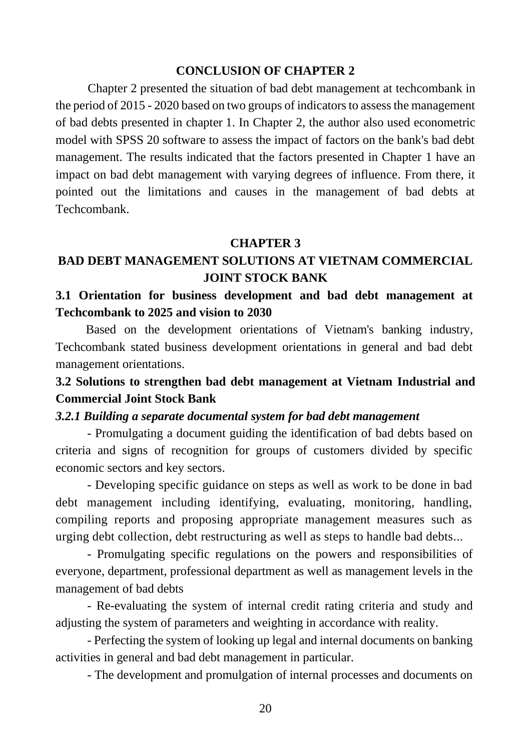## CONCLUSION OF CHAPTER 2

Chapter 2 presented the situation of bad debt management at techcombank in the period of 2015 - 2020 based on two groups of indicators to assess the management of bad debts presented in chapter 1. In Chapter 2, the author also used econometric model with SPSS 20 software to assess the impact of factors on the bank's bad debt management. The results indicated that the factors presented in Chapter 1 have an impact on bad debt management with varying degrees of influence. From there, it pointed out the limitations and causes in the management of bad debts at Techcombank.

# CHAPTER 3

# BAD DEBT MANAGEMENT SOLUTIONS AT VIETNAM COMMERCIAL JOINT STOCK BANK

## 3.1 Orientation for business development and bad debt management at Techcombank to 2025 and vision to 2030

Based on the development orientations of Vietnam's banking industry, Techcombank stated business development orientations in general and bad debt management orientations.

## 3.2 Solutions to strengthen bad debt management at Vietnam Industrial and Commercial Joint Stock Bank

### *3.2.1 Building a separate documental system for bad debt management*

- Promulgating a document guiding the identification of bad debts based on criteria and signs of recognition for groups of customers divided by specific economic sectors and key sectors.

- Developing specific guidance on steps as well as work to be done in bad debt management including identifying, evaluating, monitoring, handling, compiling reports and proposing appropriate management measures such as urging debt collection, debt restructuring as well as steps to handle bad debts...

- Promulgating specific regulations on the powers and responsibilities of everyone, department, professional department as well as management levels in the management of bad debts

- Re-evaluating the system of internal credit rating criteria and study and adjusting the system of parameters and weighting in accordance with reality.

- Perfecting the system of looking up legal and internal documents on banking activities in general and bad debt management in particular.

- The development and promulgation of internal processes and documents on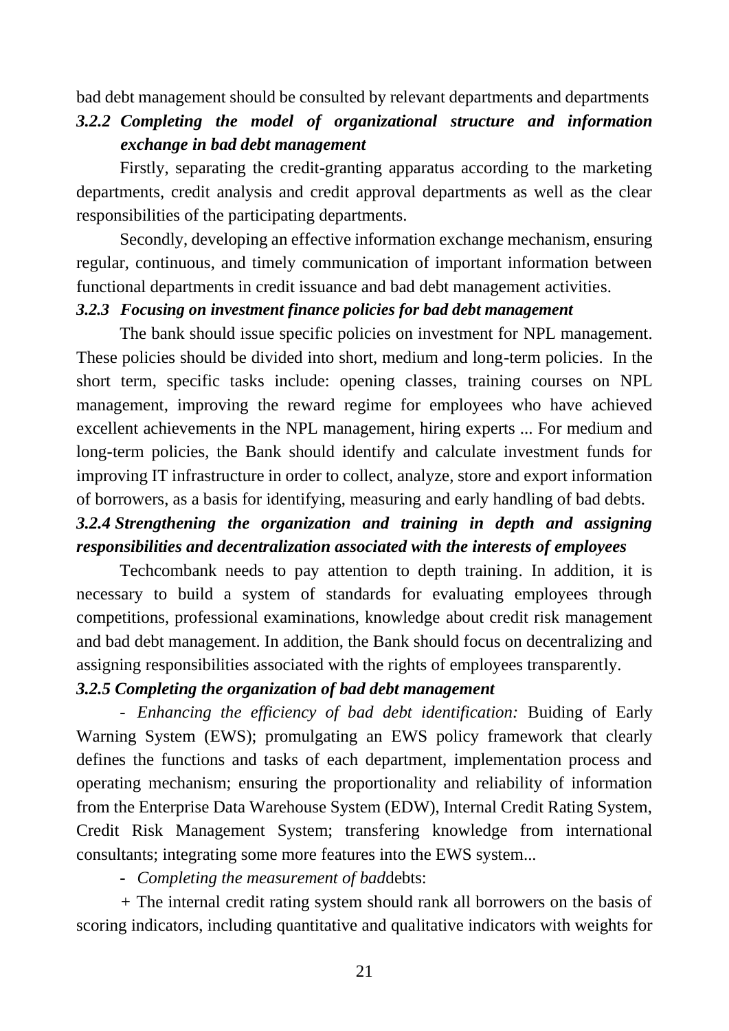bad debt management should be consulted by relevant departments and departments

### *3.2.2 Completing the model of organizational structure and information exchange in bad debt management*

Firstly, separating the credit-granting apparatus according to the marketing departments, credit analysis and credit approval departments as well as the clear responsibilities of the participating departments.

Secondly, developing an effective information exchange mechanism, ensuring regular, continuous, and timely communication of important information between functional departments in credit issuance and bad debt management activities.

### *3.2.3 Focusing on investment finance policies for bad debt management*

The bank should issue specific policies on investment for NPL management. These policies should be divided into short, medium and long-term policies. In the short term, specific tasks include: opening classes, training courses on NPL management, improving the reward regime for employees who have achieved excellent achievements in the NPL management, hiring experts ... For medium and long-term policies, the Bank should identify and calculate investment funds for improving IT infrastructure in order to collect, analyze, store and export information of borrowers, as a basis for identifying, measuring and early handling of bad debts.

### *3.2.4 Strengthening the organization and training in depth and assigning responsibilities and decentralization associated with the interests of employees*

Techcombank needs to pay attention to depth training. In addition, it is necessary to build a system of standards for evaluating employees through competitions, professional examinations, knowledge about credit risk management and bad debt management. In addition, the Bank should focus on decentralizing and assigning responsibilities associated with the rights of employees transparently.

### *3.2.5 Completing the organization of bad debt management*

- *Enhancing the efficiency of bad debt identification:* Buiding of Early Warning System (EWS); promulgating an EWS policy framework that clearly defines the functions and tasks of each department, implementation process and operating mechanism; ensuring the proportionality and reliability of information from the Enterprise Data Warehouse System (EDW), Internal Credit Rating System, Credit Risk Management System; transfering knowledge from international consultants; integrating some more features into the EWS system...

- *Completing the measurement of bad*debts:

+ The internal credit rating system should rank all borrowers on the basis of scoring indicators, including quantitative and qualitative indicators with weights for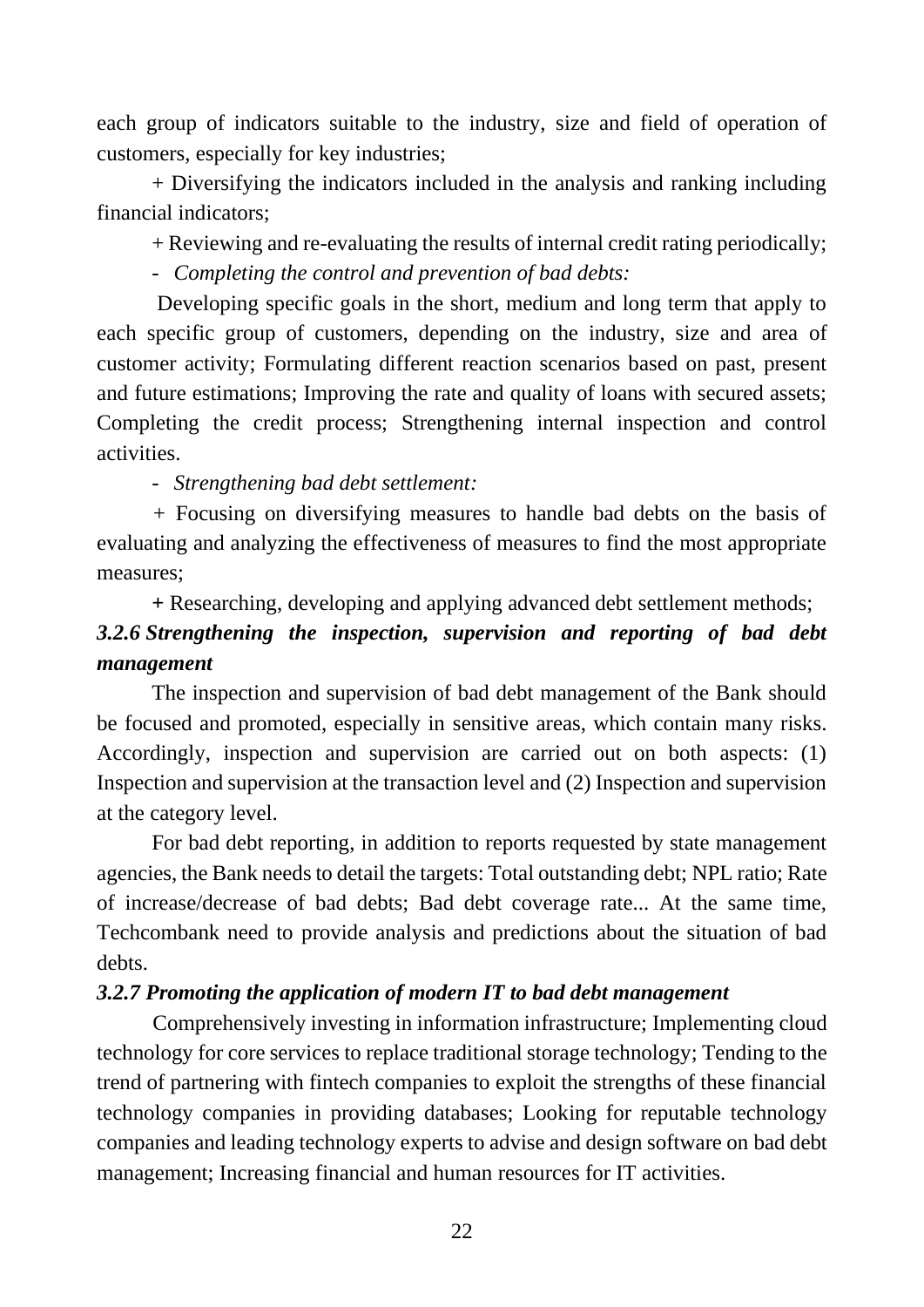each group of indicators suitable to the industry, size and field of operation of customers, especially for key industries;

+ Diversifying the indicators included in the analysis and ranking including financial indicators;

+ Reviewing and re-evaluating the results of internal credit rating periodically;

- *Completing the control and prevention of bad debts:*

Developing specific goals in the short, medium and long term that apply to each specific group of customers, depending on the industry, size and area of customer activity; Formulating different reaction scenarios based on past, present and future estimations; Improving the rate and quality of loans with secured assets; Completing the credit process; Strengthening internal inspection and control activities.

- *Strengthening bad debt settlement:*

+ Focusing on diversifying measures to handle bad debts on the basis of evaluating and analyzing the effectiveness of measures to find the most appropriate measures;

+ Researching, developing and applying advanced debt settlement methods;

### *3.2.6 Strengthening the inspection, supervision and reporting of bad debt management*

The inspection and supervision of bad debt management of the Bank should be focused and promoted, especially in sensitive areas, which contain many risks. Accordingly, inspection and supervision are carried out on both aspects: (1) Inspection and supervision at the transaction level and (2) Inspection and supervision at the category level.

For bad debt reporting, in addition to reports requested by state management agencies, the Bank needs to detail the targets: Total outstanding debt; NPL ratio; Rate of increase/decrease of bad debts; Bad debt coverage rate... At the same time, Techcombank need to provide analysis and predictions about the situation of bad debts.

### *3.2.7 Promoting the application of modern IT to bad debt management*

Comprehensively investing in information infrastructure; Implementing cloud technology for core services to replace traditional storage technology; Tending to the trend of partnering with fintech companies to exploit the strengths of these financial technology companies in providing databases; Looking for reputable technology companies and leading technology experts to advise and design software on bad debt management; Increasing financial and human resources for IT activities.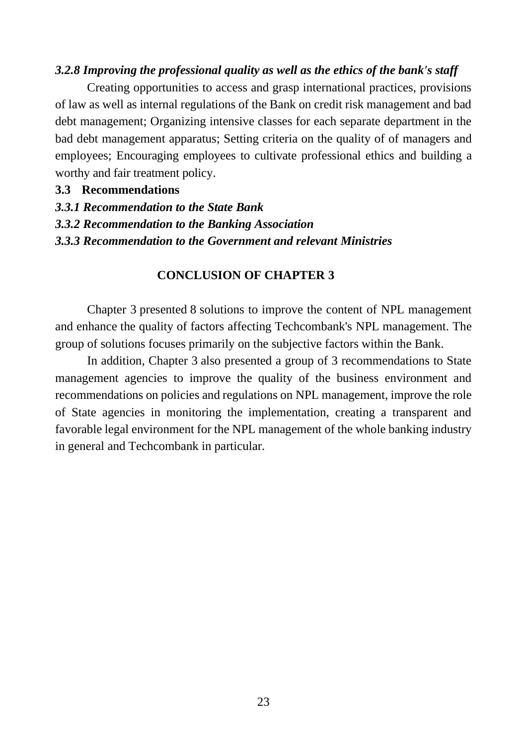### *3.2.8 Improving the professional quality as well as the ethics of the bank's staff*

Creating opportunities to access and grasp international practices, provisions of law as well as internal regulations of the Bank on credit risk management and bad debt management; Organizing intensive classes for each separate department in the bad debt management apparatus; Setting criteria on the quality of of managers and employees; Encouraging employees to cultivate professional ethics and building a worthy and fair treatment policy.

## 3.3 Recommendations

### *3.3.1 Recommendation to the State Bank*

### *3.3.2 Recommendation to the Banking Association*

### *3.3.3 Recommendation to the Government and relevant Ministries*

## CONCLUSION OF CHAPTER 3

Chapter 3 presented 8 solutions to improve the content of NPL management and enhance the quality of factors affecting Techcombank's NPL management. The group of solutions focuses primarily on the subjective factors within the Bank.

In addition, Chapter 3 also presented a group of 3 recommendations to State management agencies to improve the quality of the business environment and recommendations on policies and regulations on NPL management, improve the role of State agencies in monitoring the implementation, creating a transparent and favorable legal environment for the NPL management of the whole banking industry in general and Techcombank in particular.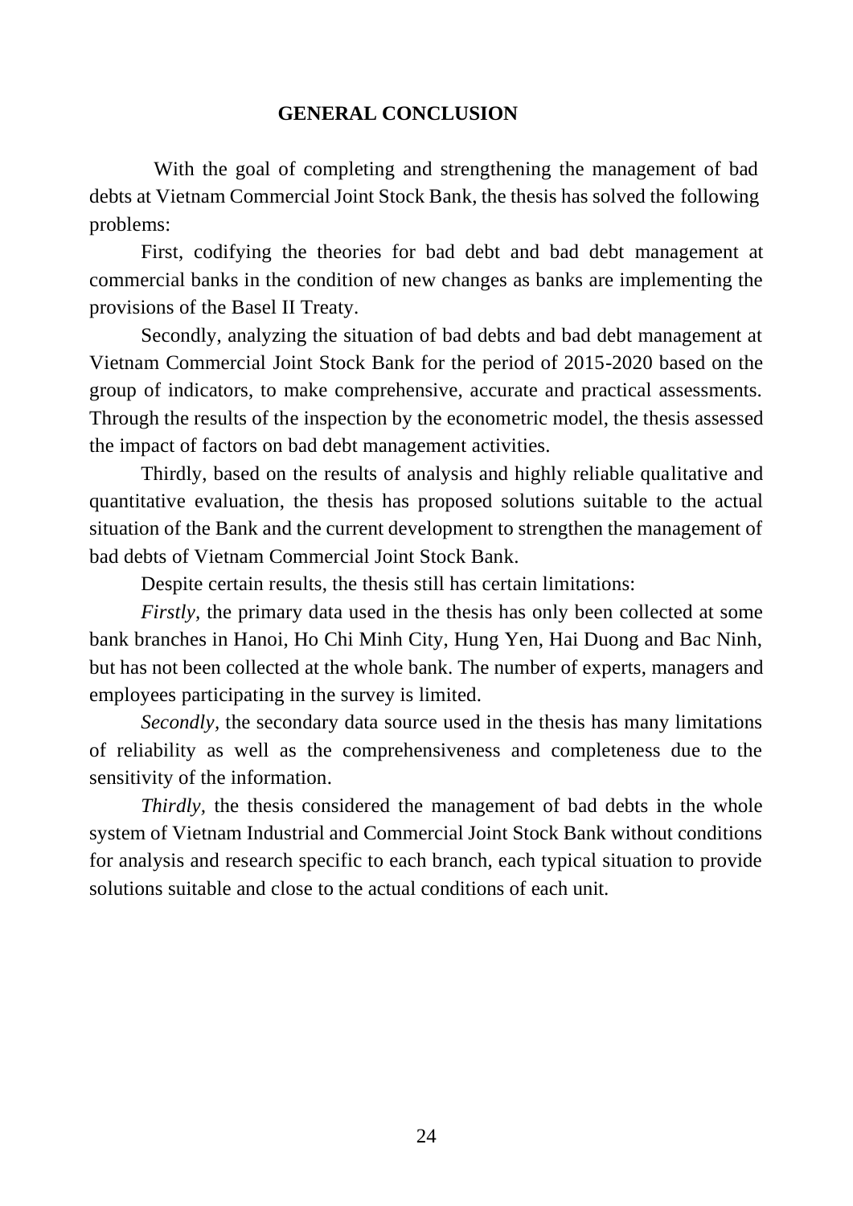# GENERAL CONCLUSION

With the goal of completing and strengthening the management of bad debts at Vietnam Commercial Joint Stock Bank, the thesis has solved the following problems:

First, codifying the theories for bad debt and bad debt management at commercial banks in the condition of new changes as banks are implementing the provisions of the Basel II Treaty.

Secondly, analyzing the situation of bad debts and bad debt management at Vietnam Commercial Joint Stock Bank for the period of 2015-2020 based on the group of indicators, to make comprehensive, accurate and practical assessments. Through the results of the inspection by the econometric model, the thesis assessed the impact of factors on bad debt management activities.

Thirdly, based on the results of analysis and highly reliable qualitative and quantitative evaluation, the thesis has proposed solutions suitable to the actual situation of the Bank and the current development to strengthen the management of bad debts of Vietnam Commercial Joint Stock Bank.

Despite certain results, the thesis still has certain limitations:

*Firstly,* the primary data used in the thesis has only been collected at some bank branches in Hanoi, Ho Chi Minh City, Hung Yen, Hai Duong and Bac Ninh, but has not been collected at the whole bank. The number of experts, managers and employees participating in the survey is limited.

*Secondly,* the secondary data source used in the thesis has many limitations of reliability as well as the comprehensiveness and completeness due to the sensitivity of the information.

*Thirdly,* the thesis considered the management of bad debts in the whole system of Vietnam Industrial and Commercial Joint Stock Bank without conditions for analysis and research specific to each branch, each typical situation to provide solutions suitable and close to the actual conditions of each unit.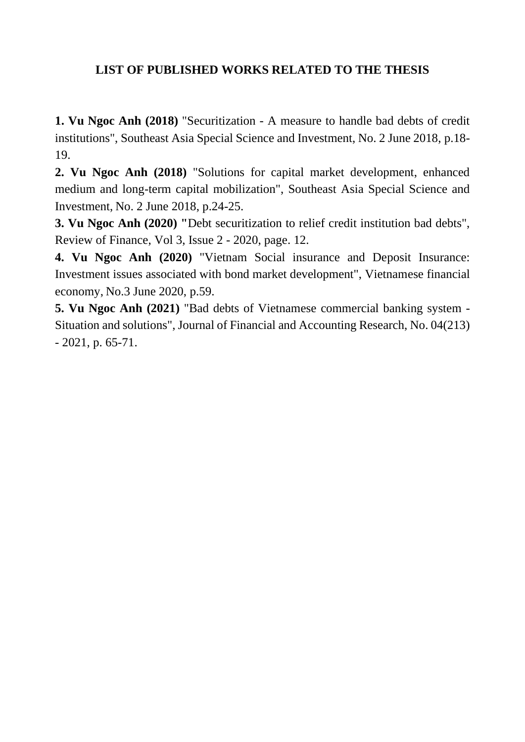## LIST OF PUBLISHED WORKS RELATED TO THE THESIS

**1. Vu Ngoc Anh (2018)** "Securitization - A measure to handle bad debts of credit institutions", Southeast Asia Special Science and Investment, No. 2 June 2018, p.18-19.

**2. Vu Ngoc Anh (2018)** "Solutions for capital market development, enhanced medium and long-term capital mobilization", Southeast Asia Special Science and Investment, No. 2 June 2018, p.24-25.

**3. Vu Ngoc Anh (2020) "**Debt securitization to relief credit institution bad debts", Review of Finance, Vol 3, Issue 2 - 2020, page. 12.

**4. Vu Ngoc Anh (2020)** "Vietnam Social insurance and Deposit Insurance: Investment issues associated with bond market development", Vietnamese financial economy, No.3 June 2020, p.59.

**5. Vu Ngoc Anh (2021)** "Bad debts of Vietnamese commercial banking system - Situation and solutions", Journal of Financial and Accounting Research, No. 04(213) - 2021, p. 65-71.